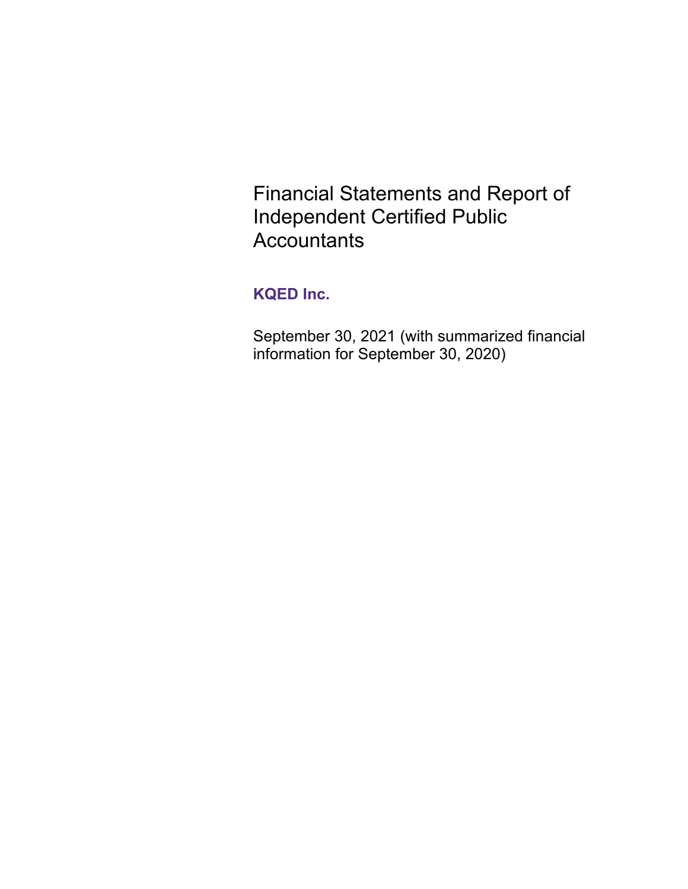# Financial Statements and Report of Independent Certified Public Accountants

## KQED Inc.

September 30, 2021 (with summarized financial information for September 30, 2020)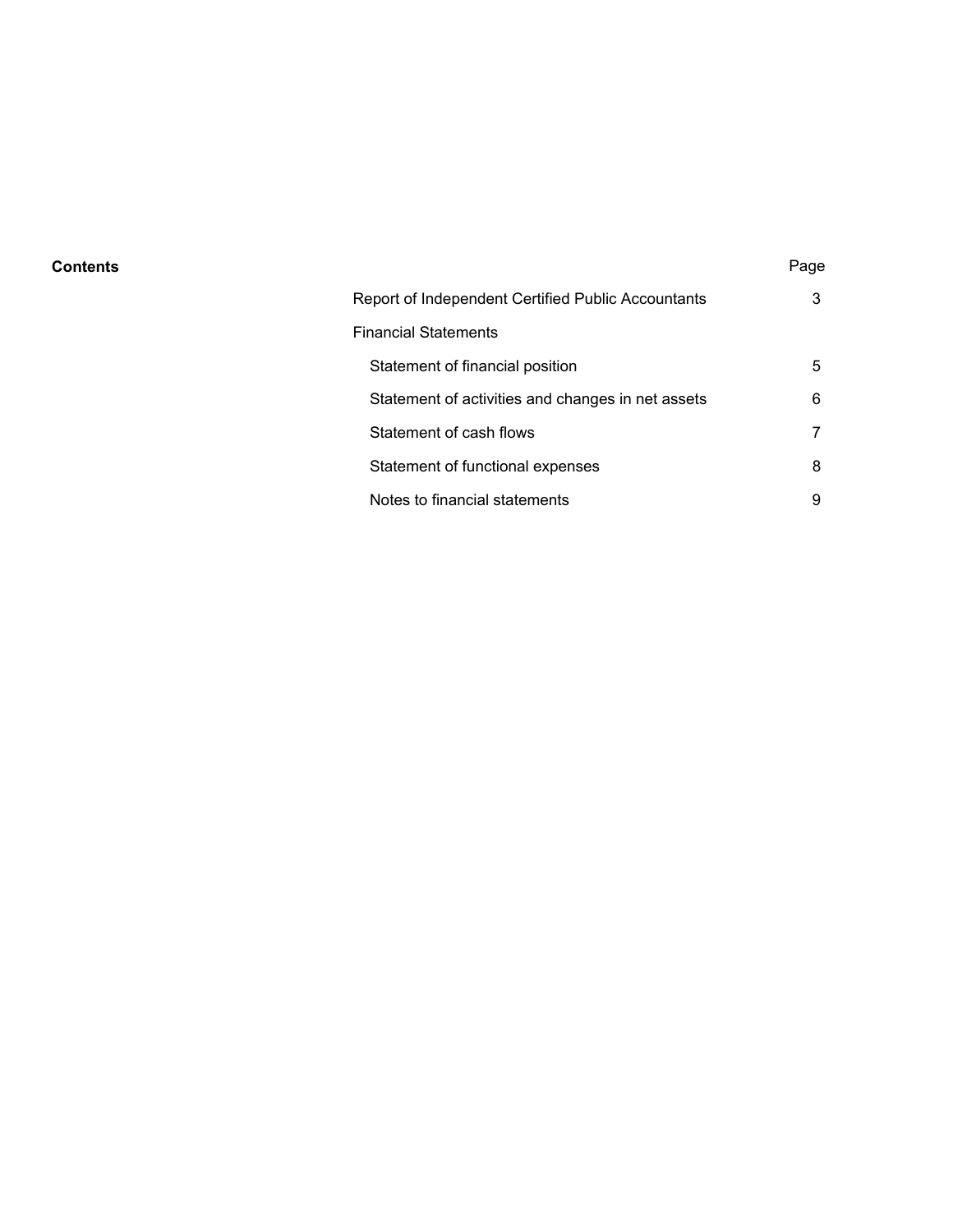**Contents**

| | Page |
|---|---|
| Report of Independent Certified Public Accountants | 3 |
| Financial Statements | |
| Statement of financial position | 5 |
| Statement of activities and changes in net assets | 6 |
| Statement of cash flows | 7 |
| Statement of functional expenses | 8 |
| Notes to financial statements | 9 |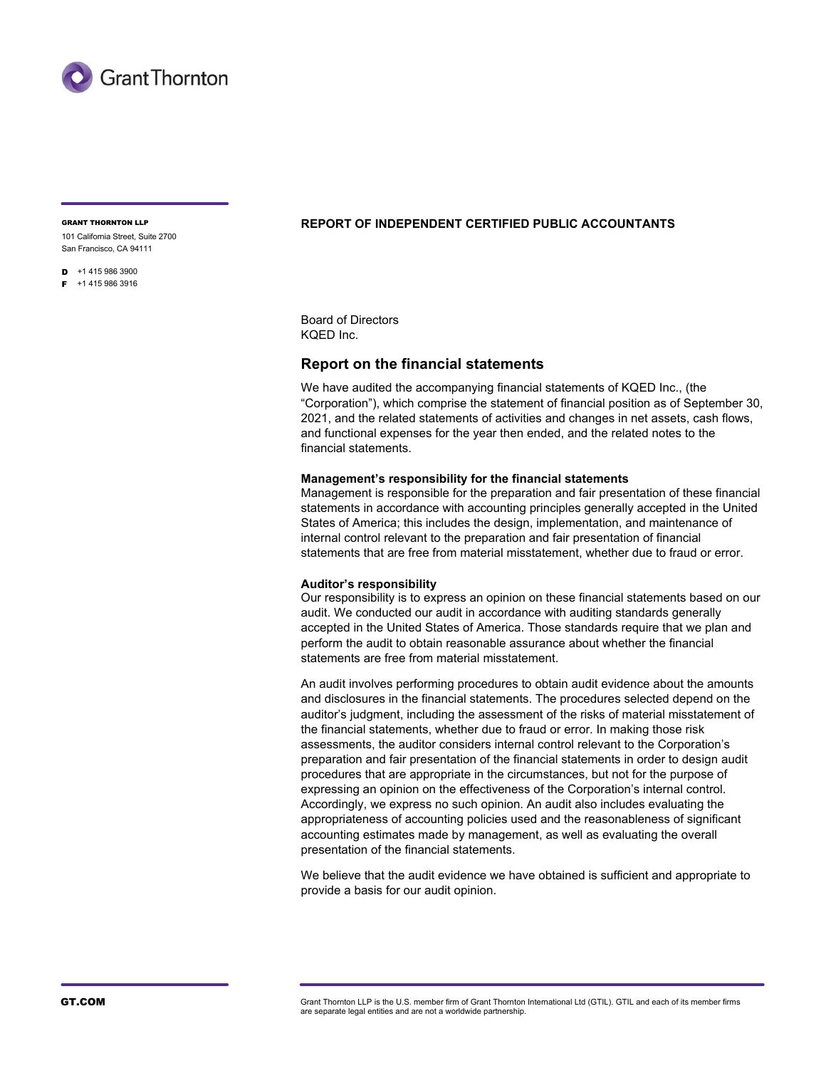GRANT THORNTON LLP

101 California Street, Suite 2700
San Francisco, CA 94111

D +1 415 986 3900
F +1 415 986 3916

**REPORT OF INDEPENDENT CERTIFIED PUBLIC ACCOUNTANTS**

Board of Directors
KQED Inc.

## Report on the financial statements

We have audited the accompanying financial statements of KQED Inc., (the "Corporation"), which comprise the statement of financial position as of September 30, 2021, and the related statements of activities and changes in net assets, cash flows, and functional expenses for the year then ended, and the related notes to the financial statements.

**Management's responsibility for the financial statements**
Management is responsible for the preparation and fair presentation of these financial statements in accordance with accounting principles generally accepted in the United States of America; this includes the design, implementation, and maintenance of internal control relevant to the preparation and fair presentation of financial statements that are free from material misstatement, whether due to fraud or error.

**Auditor's responsibility**
Our responsibility is to express an opinion on these financial statements based on our audit. We conducted our audit in accordance with auditing standards generally accepted in the United States of America. Those standards require that we plan and perform the audit to obtain reasonable assurance about whether the financial statements are free from material misstatement.

An audit involves performing procedures to obtain audit evidence about the amounts and disclosures in the financial statements. The procedures selected depend on the auditor's judgment, including the assessment of the risks of material misstatement of the financial statements, whether due to fraud or error. In making those risk assessments, the auditor considers internal control relevant to the Corporation's preparation and fair presentation of the financial statements in order to design audit procedures that are appropriate in the circumstances, but not for the purpose of expressing an opinion on the effectiveness of the Corporation's internal control. Accordingly, we express no such opinion. An audit also includes evaluating the appropriateness of accounting policies used and the reasonableness of significant accounting estimates made by management, as well as evaluating the overall presentation of the financial statements.

We believe that the audit evidence we have obtained is sufficient and appropriate to provide a basis for our audit opinion.

GT.COM

Grant Thornton LLP is the U.S. member firm of Grant Thornton International Ltd (GTIL). GTIL and each of its member firms are separate legal entities and are not a worldwide partnership.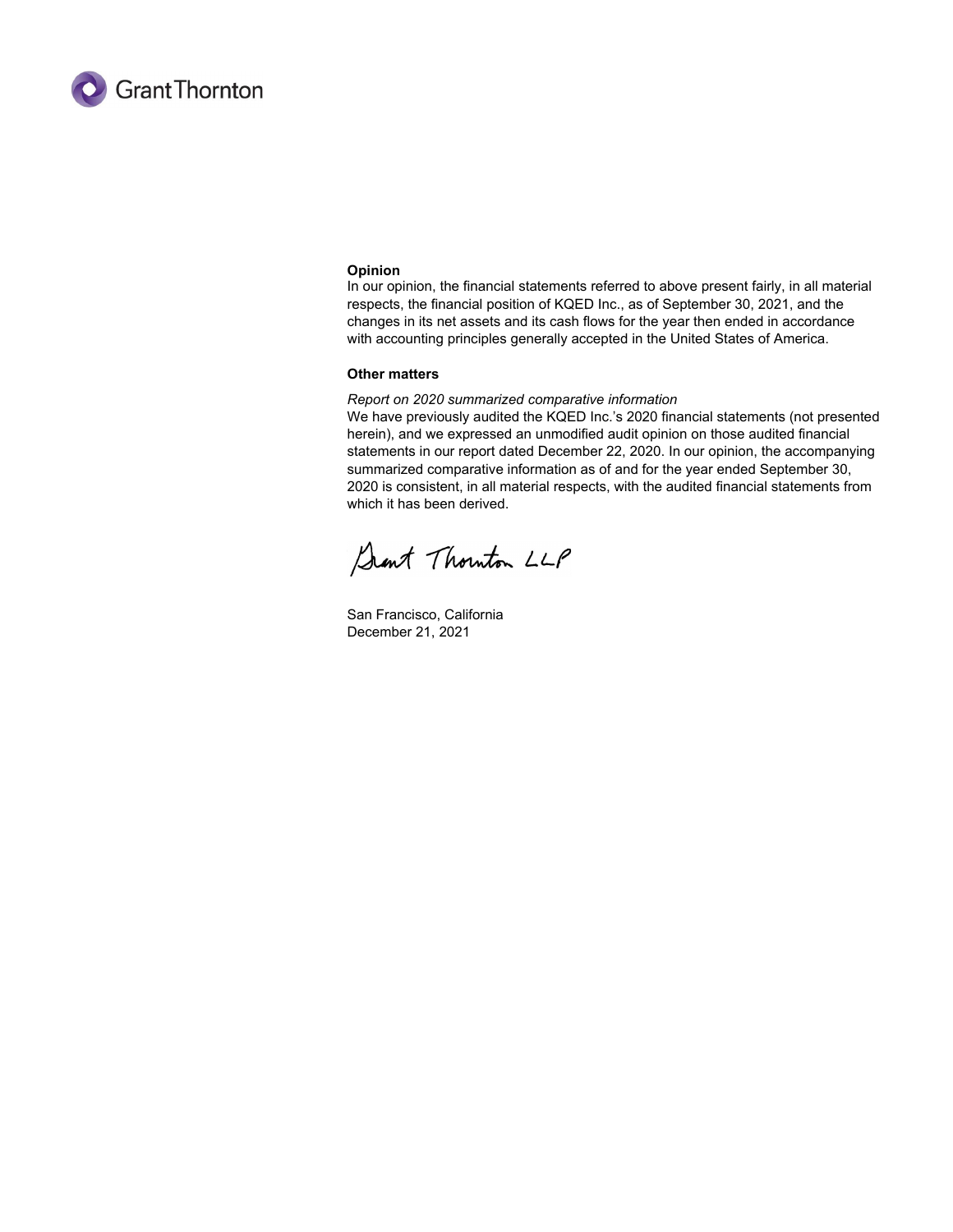**Opinion**

In our opinion, the financial statements referred to above present fairly, in all material respects, the financial position of KQED Inc., as of September 30, 2021, and the changes in its net assets and its cash flows for the year then ended in accordance with accounting principles generally accepted in the United States of America.

**Other matters**

*Report on 2020 summarized comparative information*

We have previously audited the KQED Inc.'s 2020 financial statements (not presented herein), and we expressed an unmodified audit opinion on those audited financial statements in our report dated December 22, 2020. In our opinion, the accompanying summarized comparative information as of and for the year ended September 30, 2020 is consistent, in all material respects, with the audited financial statements from which it has been derived.

Grant Thornton LLP

San Francisco, California
December 21, 2021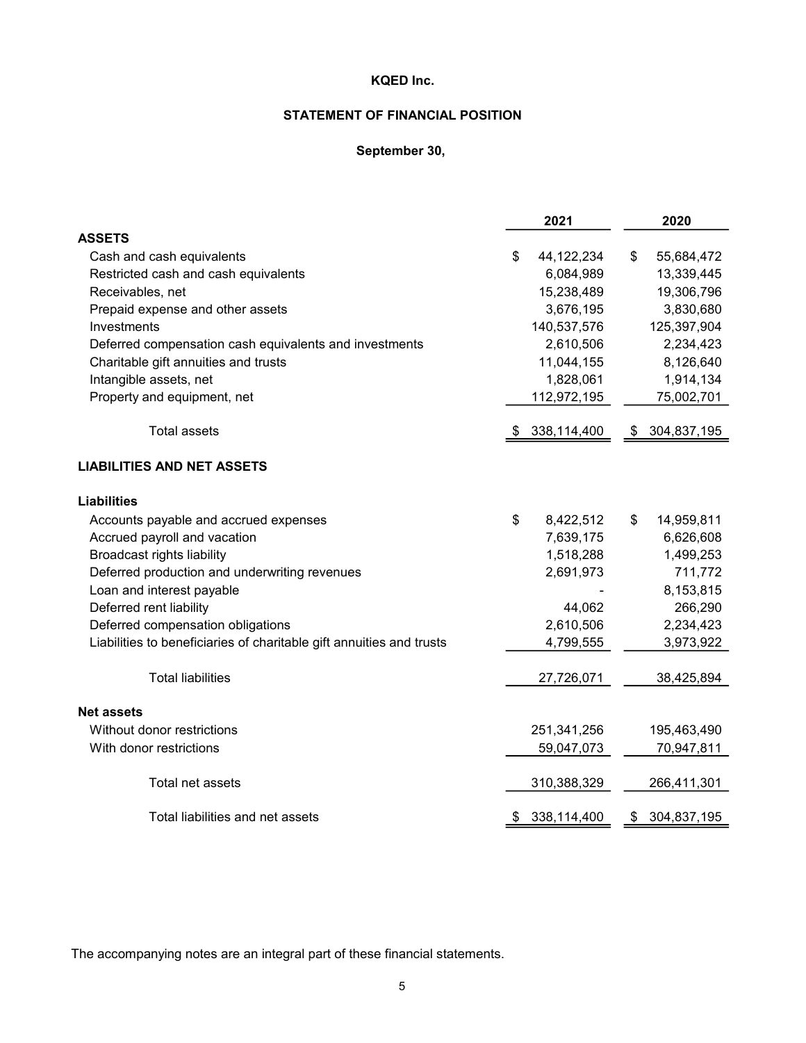**KQED Inc.**

**STATEMENT OF FINANCIAL POSITION**

**September 30,**

| | 2021 | 2020 |
|---|---|---|
| **ASSETS** | | |
| Cash and cash equivalents | $ 44,122,234 | $ 55,684,472 |
| Restricted cash and cash equivalents | 6,084,989 | 13,339,445 |
| Receivables, net | 15,238,489 | 19,306,796 |
| Prepaid expense and other assets | 3,676,195 | 3,830,680 |
| Investments | 140,537,576 | 125,397,904 |
| Deferred compensation cash equivalents and investments | 2,610,506 | 2,234,423 |
| Charitable gift annuities and trusts | 11,044,155 | 8,126,640 |
| Intangible assets, net | 1,828,061 | 1,914,134 |
| Property and equipment, net | 112,972,195 | 75,002,701 |
| Total assets | $ 338,114,400 | $ 304,837,195 |
| **LIABILITIES AND NET ASSETS** | | |
| **Liabilities** | | |
| Accounts payable and accrued expenses | $ 8,422,512 | $ 14,959,811 |
| Accrued payroll and vacation | 7,639,175 | 6,626,608 |
| Broadcast rights liability | 1,518,288 | 1,499,253 |
| Deferred production and underwriting revenues | 2,691,973 | 711,772 |
| Loan and interest payable | - | 8,153,815 |
| Deferred rent liability | 44,062 | 266,290 |
| Deferred compensation obligations | 2,610,506 | 2,234,423 |
| Liabilities to beneficiaries of charitable gift annuities and trusts | 4,799,555 | 3,973,922 |
| Total liabilities | 27,726,071 | 38,425,894 |
| **Net assets** | | |
| Without donor restrictions | 251,341,256 | 195,463,490 |
| With donor restrictions | 59,047,073 | 70,947,811 |
| Total net assets | 310,388,329 | 266,411,301 |
| Total liabilities and net assets | $ 338,114,400 | $ 304,837,195 |

The accompanying notes are an integral part of these financial statements.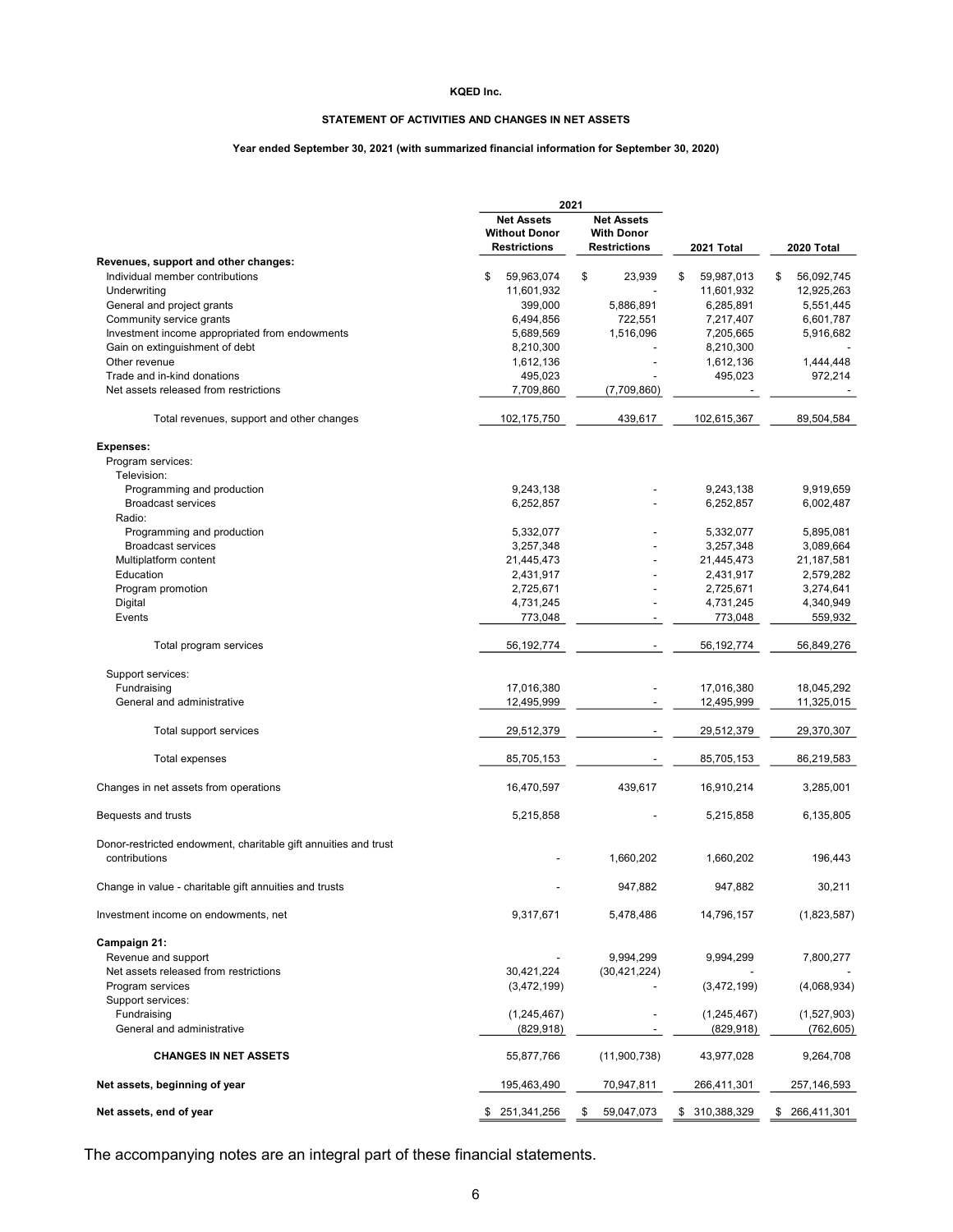**KQED Inc.**

**STATEMENT OF ACTIVITIES AND CHANGES IN NET ASSETS**

**Year ended September 30, 2021 (with summarized financial information for September 30, 2020)**

| | 2021 | | | |
|---|---|---|---|---|
| | **Net Assets Without Donor Restrictions** | **Net Assets With Donor Restrictions** | **2021 Total** | **2020 Total** |
| **Revenues, support and other changes:** | | | | |
| Individual member contributions | $ 59,963,074 | $ 23,939 | $ 59,987,013 | $ 56,092,745 |
| Underwriting | 11,601,932 | - | 11,601,932 | 12,925,263 |
| General and project grants | 399,000 | 5,886,891 | 6,285,891 | 5,551,445 |
| Community service grants | 6,494,856 | 722,551 | 7,217,407 | 6,601,787 |
| Investment income appropriated from endowments | 5,689,569 | 1,516,096 | 7,205,665 | 5,916,682 |
| Gain on extinguishment of debt | 8,210,300 | - | 8,210,300 | - |
| Other revenue | 1,612,136 | - | 1,612,136 | 1,444,448 |
| Trade and in-kind donations | 495,023 | - | 495,023 | 972,214 |
| Net assets released from restrictions | 7,709,860 | (7,709,860) | - | - |
| Total revenues, support and other changes | 102,175,750 | 439,617 | 102,615,367 | 89,504,584 |
| **Expenses:** | | | | |
| Program services: | | | | |
| Television: | | | | |
| Programming and production | 9,243,138 | - | 9,243,138 | 9,919,659 |
| Broadcast services | 6,252,857 | - | 6,252,857 | 6,002,487 |
| Radio: | | | | |
| Programming and production | 5,332,077 | - | 5,332,077 | 5,895,081 |
| Broadcast services | 3,257,348 | - | 3,257,348 | 3,089,664 |
| Multiplatform content | 21,445,473 | - | 21,445,473 | 21,187,581 |
| Education | 2,431,917 | - | 2,431,917 | 2,579,282 |
| Program promotion | 2,725,671 | - | 2,725,671 | 3,274,641 |
| Digital | 4,731,245 | - | 4,731,245 | 4,340,949 |
| Events | 773,048 | - | 773,048 | 559,932 |
| Total program services | 56,192,774 | - | 56,192,774 | 56,849,276 |
| Support services: | | | | |
| Fundraising | 17,016,380 | - | 17,016,380 | 18,045,292 |
| General and administrative | 12,495,999 | - | 12,495,999 | 11,325,015 |
| Total support services | 29,512,379 | - | 29,512,379 | 29,370,307 |
| Total expenses | 85,705,153 | - | 85,705,153 | 86,219,583 |
| Changes in net assets from operations | 16,470,597 | 439,617 | 16,910,214 | 3,285,001 |
| Bequests and trusts | 5,215,858 | - | 5,215,858 | 6,135,805 |
| Donor-restricted endowment, charitable gift annuities and trust contributions | - | 1,660,202 | 1,660,202 | 196,443 |
| Change in value - charitable gift annuities and trusts | - | 947,882 | 947,882 | 30,211 |
| Investment income on endowments, net | 9,317,671 | 5,478,486 | 14,796,157 | (1,823,587) |
| **Campaign 21:** | | | | |
| Revenue and support | - | 9,994,299 | 9,994,299 | 7,800,277 |
| Net assets released from restrictions | 30,421,224 | (30,421,224) | - | - |
| Program services | (3,472,199) | - | (3,472,199) | (4,068,934) |
| Support services: | | | | |
| Fundraising | (1,245,467) | - | (1,245,467) | (1,527,903) |
| General and administrative | (829,918) | - | (829,918) | (762,605) |
| **CHANGES IN NET ASSETS** | 55,877,766 | (11,900,738) | 43,977,028 | 9,264,708 |
| **Net assets, beginning of year** | 195,463,490 | 70,947,811 | 266,411,301 | 257,146,593 |
| **Net assets, end of year** | $ 251,341,256 | $ 59,047,073 | $ 310,388,329 | $ 266,411,301 |

The accompanying notes are an integral part of these financial statements.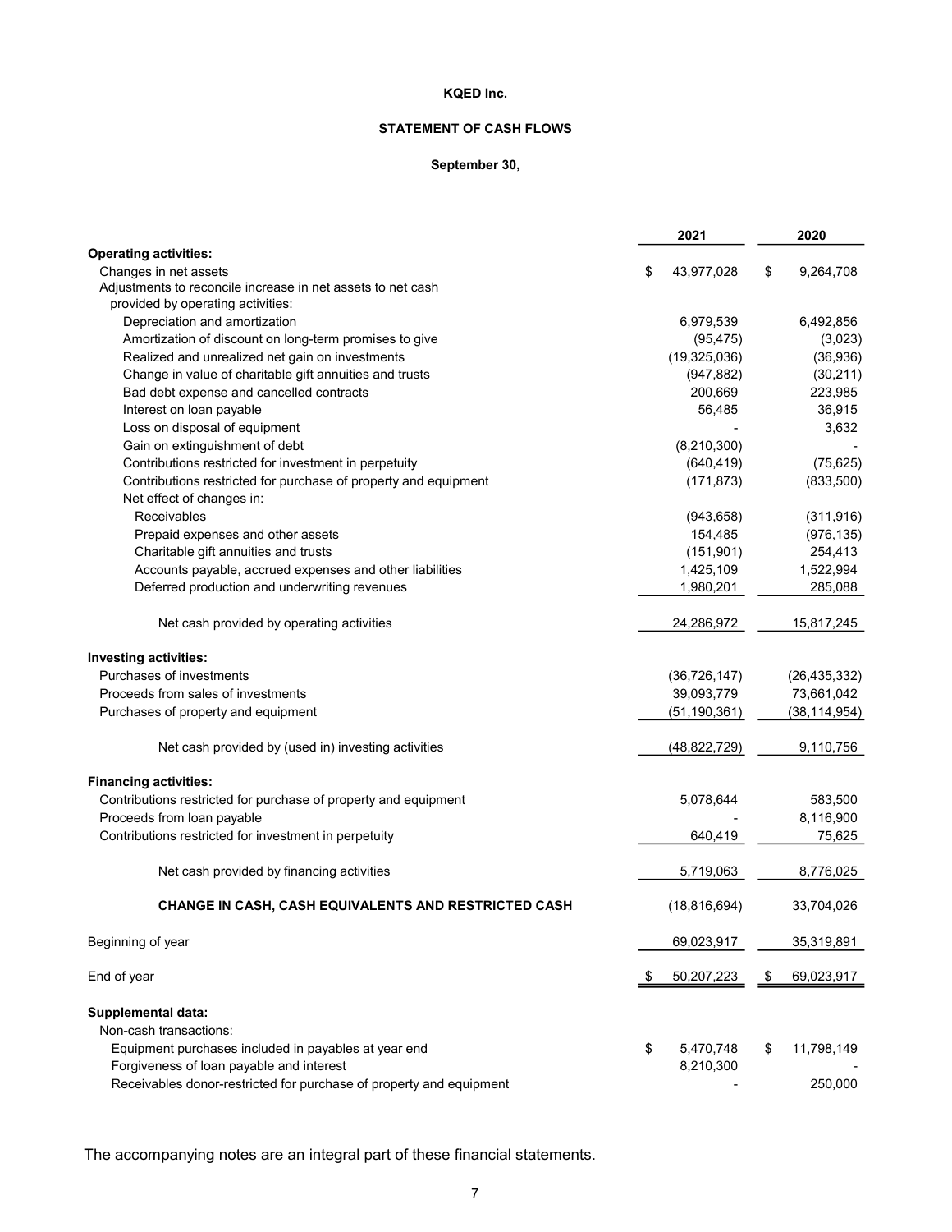**KQED Inc.**

**STATEMENT OF CASH FLOWS**

**September 30,**

| | 2021 | 2020 |
|---|---|---|
| **Operating activities:** | | |
| Changes in net assets | $ 43,977,028 | $ 9,264,708 |
| Adjustments to reconcile increase in net assets to net cash provided by operating activities: | | |
| Depreciation and amortization | 6,979,539 | 6,492,856 |
| Amortization of discount on long-term promises to give | (95,475) | (3,023) |
| Realized and unrealized net gain on investments | (19,325,036) | (36,936) |
| Change in value of charitable gift annuities and trusts | (947,882) | (30,211) |
| Bad debt expense and cancelled contracts | 200,669 | 223,985 |
| Interest on loan payable | 56,485 | 36,915 |
| Loss on disposal of equipment | - | 3,632 |
| Gain on extinguishment of debt | (8,210,300) | - |
| Contributions restricted for investment in perpetuity | (640,419) | (75,625) |
| Contributions restricted for purchase of property and equipment | (171,873) | (833,500) |
| Net effect of changes in: | | |
| Receivables | (943,658) | (311,916) |
| Prepaid expenses and other assets | 154,485 | (976,135) |
| Charitable gift annuities and trusts | (151,901) | 254,413 |
| Accounts payable, accrued expenses and other liabilities | 1,425,109 | 1,522,994 |
| Deferred production and underwriting revenues | 1,980,201 | 285,088 |
| Net cash provided by operating activities | 24,286,972 | 15,817,245 |
| **Investing activities:** | | |
| Purchases of investments | (36,726,147) | (26,435,332) |
| Proceeds from sales of investments | 39,093,779 | 73,661,042 |
| Purchases of property and equipment | (51,190,361) | (38,114,954) |
| Net cash provided by (used in) investing activities | (48,822,729) | 9,110,756 |
| **Financing activities:** | | |
| Contributions restricted for purchase of property and equipment | 5,078,644 | 583,500 |
| Proceeds from loan payable | - | 8,116,900 |
| Contributions restricted for investment in perpetuity | 640,419 | 75,625 |
| Net cash provided by financing activities | 5,719,063 | 8,776,025 |
| **CHANGE IN CASH, CASH EQUIVALENTS AND RESTRICTED CASH** | (18,816,694) | 33,704,026 |
| Beginning of year | 69,023,917 | 35,319,891 |
| End of year | $ 50,207,223 | $ 69,023,917 |
| **Supplemental data:** | | |
| Non-cash transactions: | | |
| Equipment purchases included in payables at year end | $ 5,470,748 | $ 11,798,149 |
| Forgiveness of loan payable and interest | 8,210,300 | - |
| Receivables donor-restricted for purchase of property and equipment | - | 250,000 |

The accompanying notes are an integral part of these financial statements.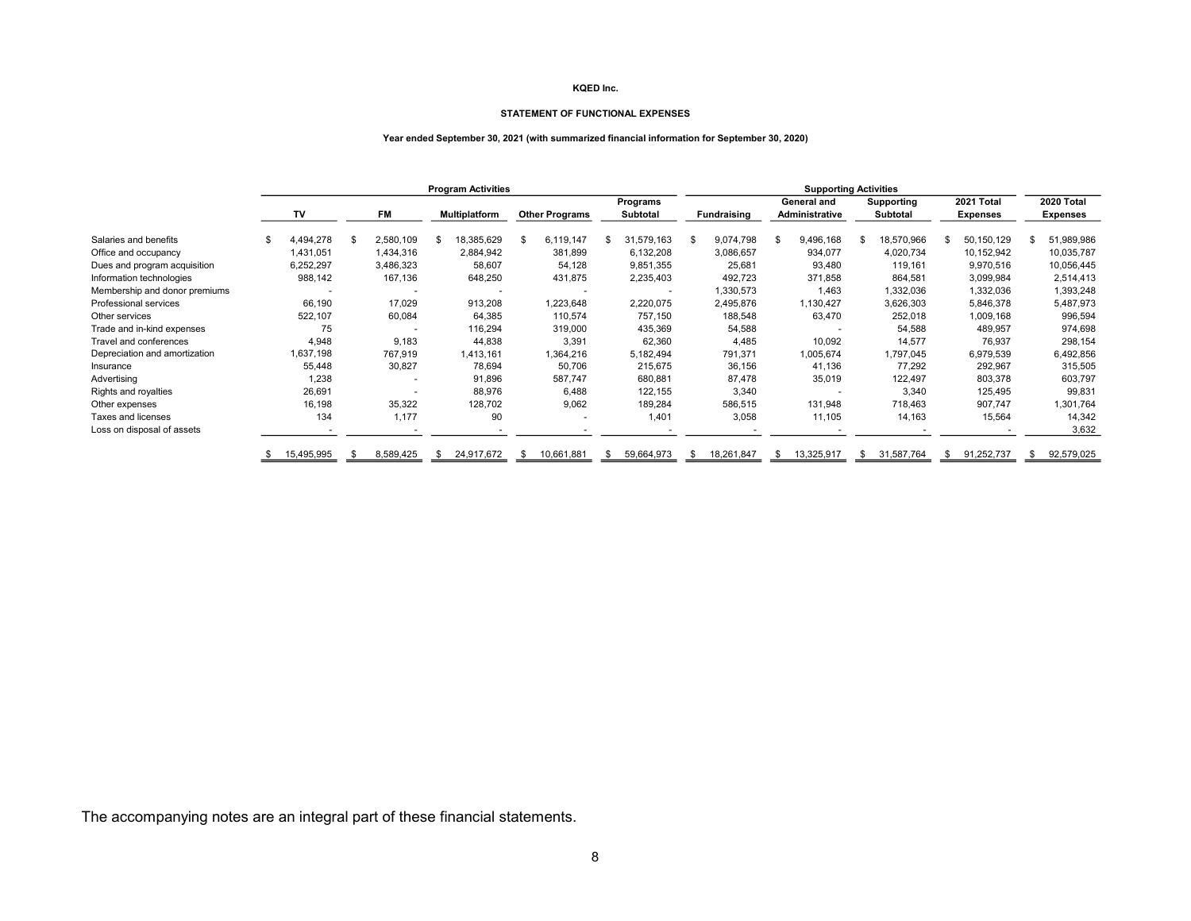**KQED Inc.**

**STATEMENT OF FUNCTIONAL EXPENSES**

**Year ended September 30, 2021 (with summarized financial information for September 30, 2020)**

| | Program Activities | | | | | Supporting Activities | | | | |
|---|---|---|---|---|---|---|---|---|---|---|
| | TV | FM | Multiplatform | Other Programs | Programs Subtotal | Fundraising | General and Administrative | Supporting Subtotal | 2021 Total Expenses | 2020 Total Expenses |
| Salaries and benefits | $ 4,494,278 | $ 2,580,109 | $ 18,385,629 | $ 6,119,147 | $ 31,579,163 | $ 9,074,798 | $ 9,496,168 | $ 18,570,966 | $ 50,150,129 | $ 51,989,986 |
| Office and occupancy | 1,431,051 | 1,434,316 | 2,884,942 | 381,899 | 6,132,208 | 3,086,657 | 934,077 | 4,020,734 | 10,152,942 | 10,035,787 |
| Dues and program acquisition | 6,252,297 | 3,486,323 | 58,607 | 54,128 | 9,851,355 | 25,681 | 93,480 | 119,161 | 9,970,516 | 10,056,445 |
| Information technologies | 988,142 | 167,136 | 648,250 | 431,875 | 2,235,403 | 492,723 | 371,858 | 864,581 | 3,099,984 | 2,514,413 |
| Membership and donor premiums | - | - | - | - | - | 1,330,573 | 1,463 | 1,332,036 | 1,332,036 | 1,393,248 |
| Professional services | 66,190 | 17,029 | 913,208 | 1,223,648 | 2,220,075 | 2,495,876 | 1,130,427 | 3,626,303 | 5,846,378 | 5,487,973 |
| Other services | 522,107 | 60,084 | 64,385 | 110,574 | 757,150 | 188,548 | 63,470 | 252,018 | 1,009,168 | 996,594 |
| Trade and in-kind expenses | 75 | - | 116,294 | 319,000 | 435,369 | 54,588 | - | 54,588 | 489,957 | 974,698 |
| Travel and conferences | 4,948 | 9,183 | 44,838 | 3,391 | 62,360 | 4,485 | 10,092 | 14,577 | 76,937 | 298,154 |
| Depreciation and amortization | 1,637,198 | 767,919 | 1,413,161 | 1,364,216 | 5,182,494 | 791,371 | 1,005,674 | 1,797,045 | 6,979,539 | 6,492,856 |
| Insurance | 55,448 | 30,827 | 78,694 | 50,706 | 215,675 | 36,156 | 41,136 | 77,292 | 292,967 | 315,505 |
| Advertising | 1,238 | - | 91,896 | 587,747 | 680,881 | 87,478 | 35,019 | 122,497 | 803,378 | 603,797 |
| Rights and royalties | 26,691 | - | 88,976 | 6,488 | 122,155 | 3,340 | - | 3,340 | 125,495 | 99,831 |
| Other expenses | 16,198 | 35,322 | 128,702 | 9,062 | 189,284 | 586,515 | 131,948 | 718,463 | 907,747 | 1,301,764 |
| Taxes and licenses | 134 | 1,177 | 90 | - | 1,401 | 3,058 | 11,105 | 14,163 | 15,564 | 14,342 |
| Loss on disposal of assets | - | - | - | - | - | - | - | - | - | 3,632 |
| | $ 15,495,995 | $ 8,589,425 | $ 24,917,672 | $ 10,661,881 | $ 59,664,973 | $ 18,261,847 | $ 13,325,917 | $ 31,587,764 | $ 91,252,737 | $ 92,579,025 |

The accompanying notes are an integral part of these financial statements.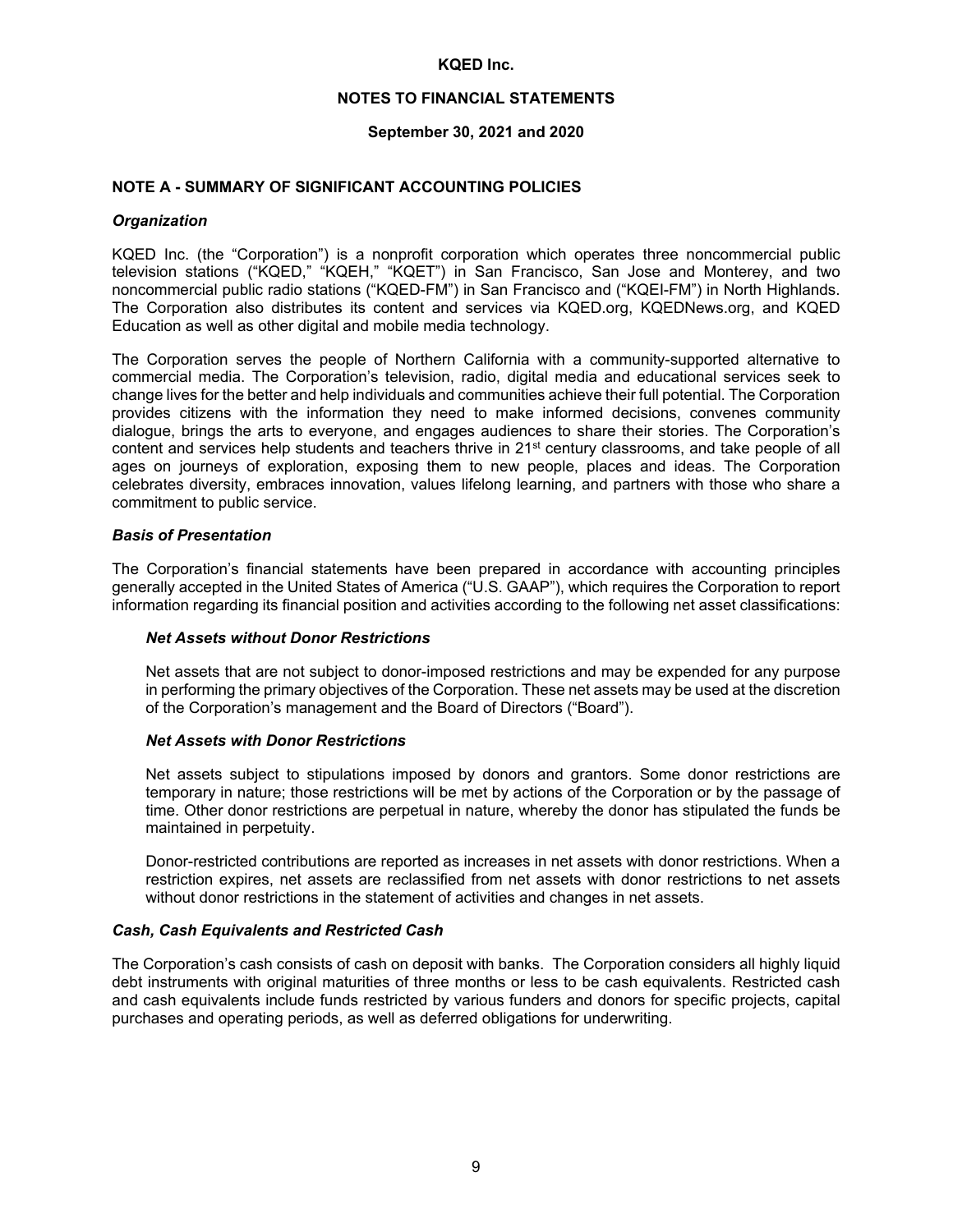# KQED Inc.

## NOTES TO FINANCIAL STATEMENTS

### September 30, 2021 and 2020

## NOTE A - SUMMARY OF SIGNIFICANT ACCOUNTING POLICIES

### *Organization*

KQED Inc. (the "Corporation") is a nonprofit corporation which operates three noncommercial public television stations ("KQED," "KQEH," "KQET") in San Francisco, San Jose and Monterey, and two noncommercial public radio stations ("KQED-FM") in San Francisco and ("KQEI-FM") in North Highlands. The Corporation also distributes its content and services via KQED.org, KQEDNews.org, and KQED Education as well as other digital and mobile media technology.

The Corporation serves the people of Northern California with a community-supported alternative to commercial media. The Corporation's television, radio, digital media and educational services seek to change lives for the better and help individuals and communities achieve their full potential. The Corporation provides citizens with the information they need to make informed decisions, convenes community dialogue, brings the arts to everyone, and engages audiences to share their stories. The Corporation's content and services help students and teachers thrive in 21st century classrooms, and take people of all ages on journeys of exploration, exposing them to new people, places and ideas. The Corporation celebrates diversity, embraces innovation, values lifelong learning, and partners with those who share a commitment to public service.

### *Basis of Presentation*

The Corporation's financial statements have been prepared in accordance with accounting principles generally accepted in the United States of America ("U.S. GAAP"), which requires the Corporation to report information regarding its financial position and activities according to the following net asset classifications:

#### *Net Assets without Donor Restrictions*

Net assets that are not subject to donor-imposed restrictions and may be expended for any purpose in performing the primary objectives of the Corporation. These net assets may be used at the discretion of the Corporation's management and the Board of Directors ("Board").

#### *Net Assets with Donor Restrictions*

Net assets subject to stipulations imposed by donors and grantors. Some donor restrictions are temporary in nature; those restrictions will be met by actions of the Corporation or by the passage of time. Other donor restrictions are perpetual in nature, whereby the donor has stipulated the funds be maintained in perpetuity.

Donor-restricted contributions are reported as increases in net assets with donor restrictions. When a restriction expires, net assets are reclassified from net assets with donor restrictions to net assets without donor restrictions in the statement of activities and changes in net assets.

### *Cash, Cash Equivalents and Restricted Cash*

The Corporation's cash consists of cash on deposit with banks. The Corporation considers all highly liquid debt instruments with original maturities of three months or less to be cash equivalents. Restricted cash and cash equivalents include funds restricted by various funders and donors for specific projects, capital purchases and operating periods, as well as deferred obligations for underwriting.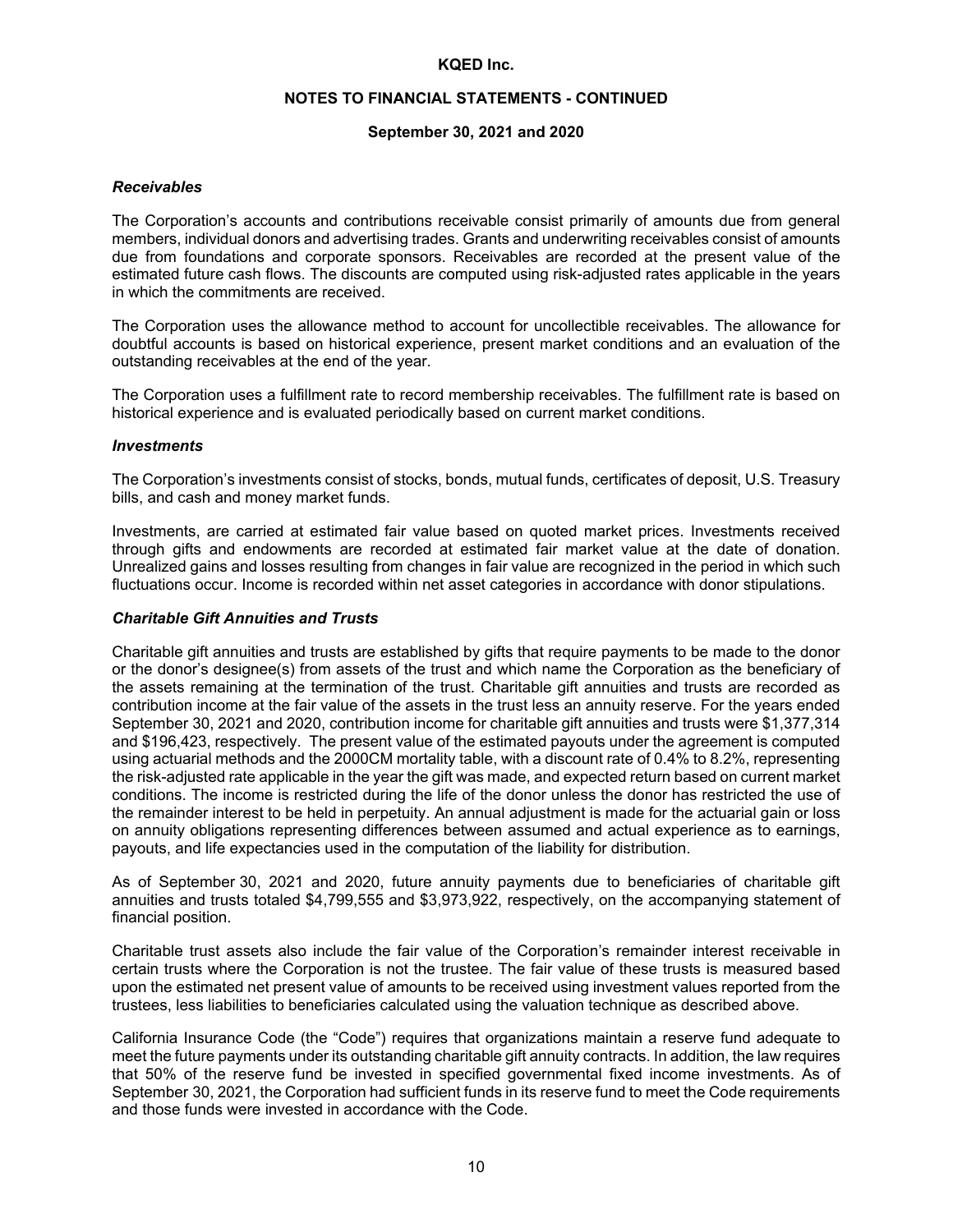### *Receivables*

The Corporation's accounts and contributions receivable consist primarily of amounts due from general members, individual donors and advertising trades. Grants and underwriting receivables consist of amounts due from foundations and corporate sponsors. Receivables are recorded at the present value of the estimated future cash flows. The discounts are computed using risk-adjusted rates applicable in the years in which the commitments are received.

The Corporation uses the allowance method to account for uncollectible receivables. The allowance for doubtful accounts is based on historical experience, present market conditions and an evaluation of the outstanding receivables at the end of the year.

The Corporation uses a fulfillment rate to record membership receivables. The fulfillment rate is based on historical experience and is evaluated periodically based on current market conditions.

### *Investments*

The Corporation's investments consist of stocks, bonds, mutual funds, certificates of deposit, U.S. Treasury bills, and cash and money market funds.

Investments, are carried at estimated fair value based on quoted market prices. Investments received through gifts and endowments are recorded at estimated fair market value at the date of donation. Unrealized gains and losses resulting from changes in fair value are recognized in the period in which such fluctuations occur. Income is recorded within net asset categories in accordance with donor stipulations.

### *Charitable Gift Annuities and Trusts*

Charitable gift annuities and trusts are established by gifts that require payments to be made to the donor or the donor's designee(s) from assets of the trust and which name the Corporation as the beneficiary of the assets remaining at the termination of the trust. Charitable gift annuities and trusts are recorded as contribution income at the fair value of the assets in the trust less an annuity reserve. For the years ended September 30, 2021 and 2020, contribution income for charitable gift annuities and trusts were $1,377,314 and $196,423, respectively. The present value of the estimated payouts under the agreement is computed using actuarial methods and the 2000CM mortality table, with a discount rate of 0.4% to 8.2%, representing the risk-adjusted rate applicable in the year the gift was made, and expected return based on current market conditions. The income is restricted during the life of the donor unless the donor has restricted the use of the remainder interest to be held in perpetuity. An annual adjustment is made for the actuarial gain or loss on annuity obligations representing differences between assumed and actual experience as to earnings, payouts, and life expectancies used in the computation of the liability for distribution.

As of September 30, 2021 and 2020, future annuity payments due to beneficiaries of charitable gift annuities and trusts totaled $4,799,555 and $3,973,922, respectively, on the accompanying statement of financial position.

Charitable trust assets also include the fair value of the Corporation's remainder interest receivable in certain trusts where the Corporation is not the trustee. The fair value of these trusts is measured based upon the estimated net present value of amounts to be received using investment values reported from the trustees, less liabilities to beneficiaries calculated using the valuation technique as described above.

California Insurance Code (the "Code") requires that organizations maintain a reserve fund adequate to meet the future payments under its outstanding charitable gift annuity contracts. In addition, the law requires that 50% of the reserve fund be invested in specified governmental fixed income investments. As of September 30, 2021, the Corporation had sufficient funds in its reserve fund to meet the Code requirements and those funds were invested in accordance with the Code.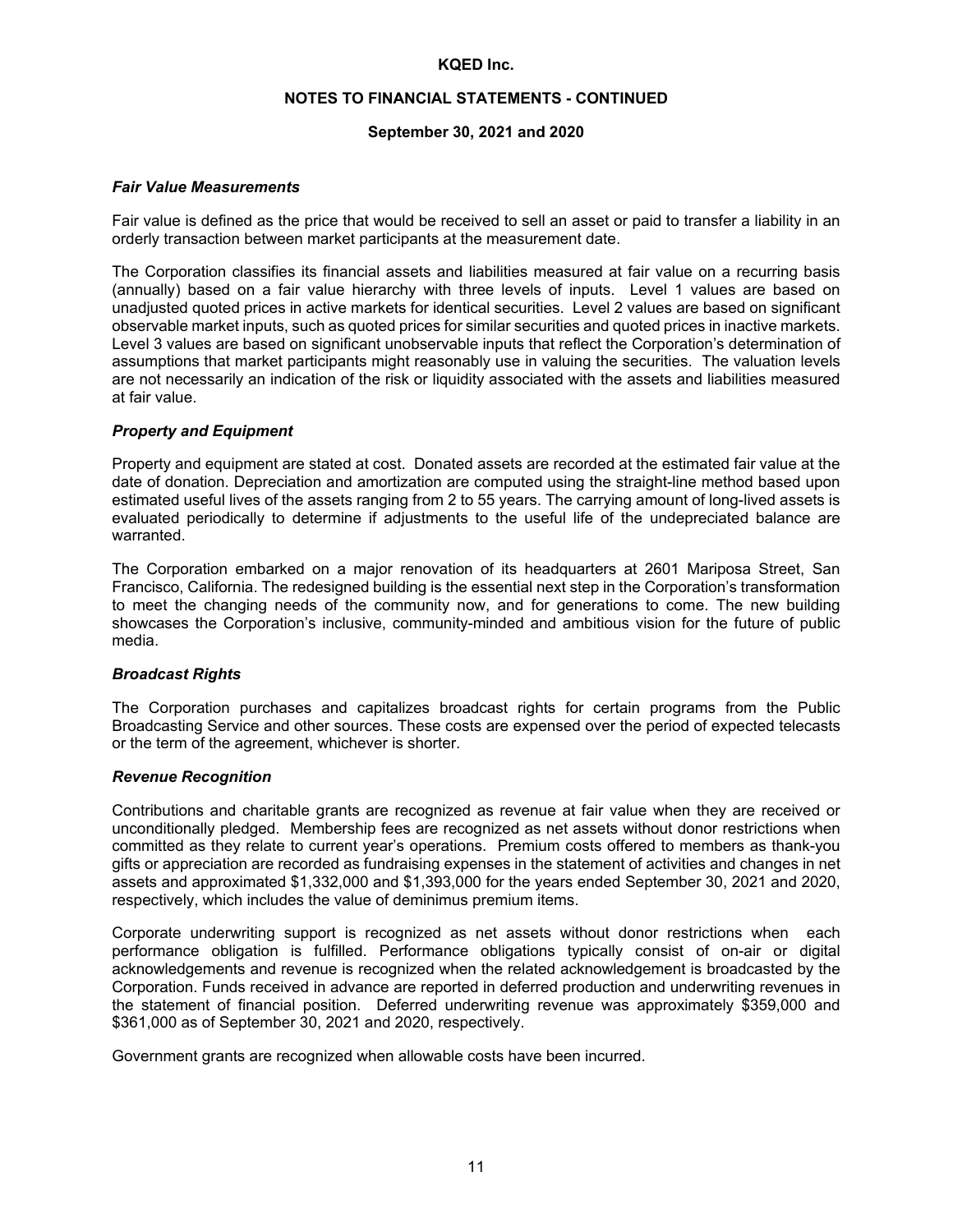### *Fair Value Measurements*

Fair value is defined as the price that would be received to sell an asset or paid to transfer a liability in an orderly transaction between market participants at the measurement date.

The Corporation classifies its financial assets and liabilities measured at fair value on a recurring basis (annually) based on a fair value hierarchy with three levels of inputs. Level 1 values are based on unadjusted quoted prices in active markets for identical securities. Level 2 values are based on significant observable market inputs, such as quoted prices for similar securities and quoted prices in inactive markets. Level 3 values are based on significant unobservable inputs that reflect the Corporation's determination of assumptions that market participants might reasonably use in valuing the securities. The valuation levels are not necessarily an indication of the risk or liquidity associated with the assets and liabilities measured at fair value.

### *Property and Equipment*

Property and equipment are stated at cost. Donated assets are recorded at the estimated fair value at the date of donation. Depreciation and amortization are computed using the straight-line method based upon estimated useful lives of the assets ranging from 2 to 55 years. The carrying amount of long-lived assets is evaluated periodically to determine if adjustments to the useful life of the undepreciated balance are warranted.

The Corporation embarked on a major renovation of its headquarters at 2601 Mariposa Street, San Francisco, California. The redesigned building is the essential next step in the Corporation's transformation to meet the changing needs of the community now, and for generations to come. The new building showcases the Corporation's inclusive, community-minded and ambitious vision for the future of public media.

### *Broadcast Rights*

The Corporation purchases and capitalizes broadcast rights for certain programs from the Public Broadcasting Service and other sources. These costs are expensed over the period of expected telecasts or the term of the agreement, whichever is shorter.

### *Revenue Recognition*

Contributions and charitable grants are recognized as revenue at fair value when they are received or unconditionally pledged. Membership fees are recognized as net assets without donor restrictions when committed as they relate to current year's operations. Premium costs offered to members as thank-you gifts or appreciation are recorded as fundraising expenses in the statement of activities and changes in net assets and approximated $1,332,000 and $1,393,000 for the years ended September 30, 2021 and 2020, respectively, which includes the value of deminimus premium items.

Corporate underwriting support is recognized as net assets without donor restrictions when each performance obligation is fulfilled. Performance obligations typically consist of on-air or digital acknowledgements and revenue is recognized when the related acknowledgement is broadcasted by the Corporation. Funds received in advance are reported in deferred production and underwriting revenues in the statement of financial position. Deferred underwriting revenue was approximately $359,000 and $361,000 as of September 30, 2021 and 2020, respectively.

Government grants are recognized when allowable costs have been incurred.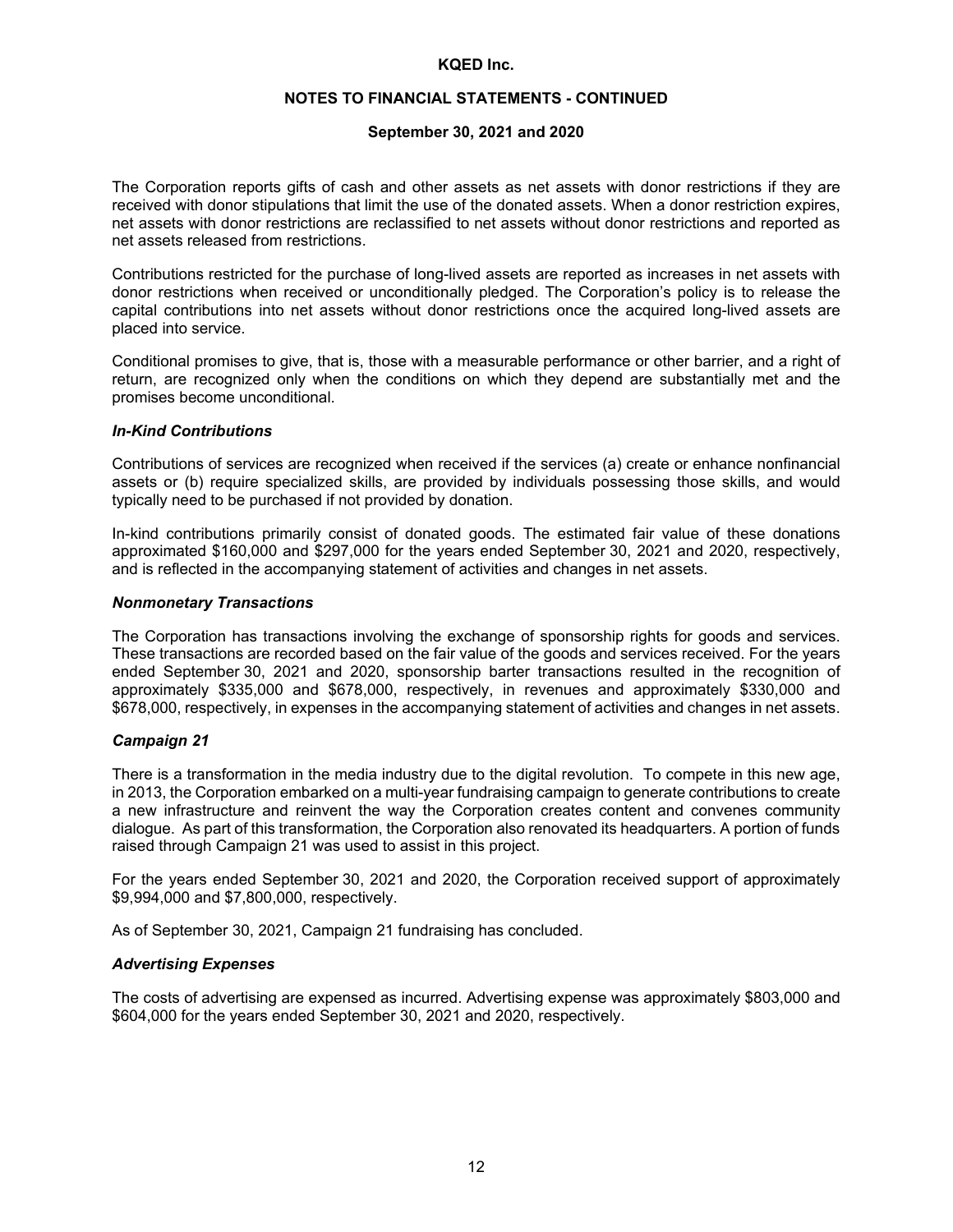The Corporation reports gifts of cash and other assets as net assets with donor restrictions if they are received with donor stipulations that limit the use of the donated assets. When a donor restriction expires, net assets with donor restrictions are reclassified to net assets without donor restrictions and reported as net assets released from restrictions.

Contributions restricted for the purchase of long-lived assets are reported as increases in net assets with donor restrictions when received or unconditionally pledged. The Corporation's policy is to release the capital contributions into net assets without donor restrictions once the acquired long-lived assets are placed into service.

Conditional promises to give, that is, those with a measurable performance or other barrier, and a right of return, are recognized only when the conditions on which they depend are substantially met and the promises become unconditional.

### *In-Kind Contributions*

Contributions of services are recognized when received if the services (a) create or enhance nonfinancial assets or (b) require specialized skills, are provided by individuals possessing those skills, and would typically need to be purchased if not provided by donation.

In-kind contributions primarily consist of donated goods. The estimated fair value of these donations approximated $160,000 and $297,000 for the years ended September 30, 2021 and 2020, respectively, and is reflected in the accompanying statement of activities and changes in net assets.

### *Nonmonetary Transactions*

The Corporation has transactions involving the exchange of sponsorship rights for goods and services. These transactions are recorded based on the fair value of the goods and services received. For the years ended September 30, 2021 and 2020, sponsorship barter transactions resulted in the recognition of approximately $335,000 and $678,000, respectively, in revenues and approximately $330,000 and $678,000, respectively, in expenses in the accompanying statement of activities and changes in net assets.

### *Campaign 21*

There is a transformation in the media industry due to the digital revolution. To compete in this new age, in 2013, the Corporation embarked on a multi-year fundraising campaign to generate contributions to create a new infrastructure and reinvent the way the Corporation creates content and convenes community dialogue. As part of this transformation, the Corporation also renovated its headquarters. A portion of funds raised through Campaign 21 was used to assist in this project.

For the years ended September 30, 2021 and 2020, the Corporation received support of approximately $9,994,000 and $7,800,000, respectively.

As of September 30, 2021, Campaign 21 fundraising has concluded.

### *Advertising Expenses*

The costs of advertising are expensed as incurred. Advertising expense was approximately $803,000 and $604,000 for the years ended September 30, 2021 and 2020, respectively.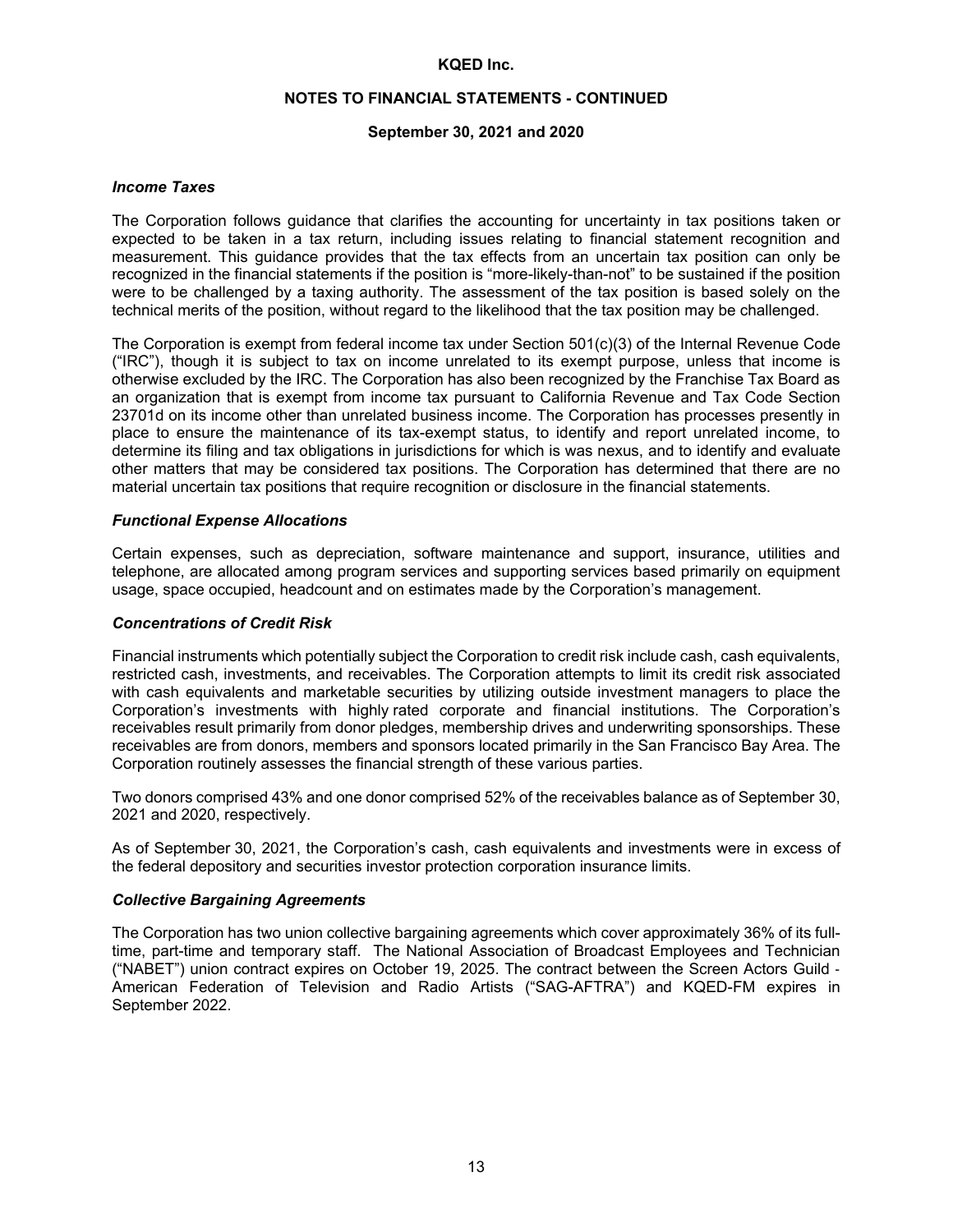### *Income Taxes*

The Corporation follows guidance that clarifies the accounting for uncertainty in tax positions taken or expected to be taken in a tax return, including issues relating to financial statement recognition and measurement. This guidance provides that the tax effects from an uncertain tax position can only be recognized in the financial statements if the position is "more-likely-than-not" to be sustained if the position were to be challenged by a taxing authority. The assessment of the tax position is based solely on the technical merits of the position, without regard to the likelihood that the tax position may be challenged.

The Corporation is exempt from federal income tax under Section 501(c)(3) of the Internal Revenue Code ("IRC"), though it is subject to tax on income unrelated to its exempt purpose, unless that income is otherwise excluded by the IRC. The Corporation has also been recognized by the Franchise Tax Board as an organization that is exempt from income tax pursuant to California Revenue and Tax Code Section 23701d on its income other than unrelated business income. The Corporation has processes presently in place to ensure the maintenance of its tax-exempt status, to identify and report unrelated income, to determine its filing and tax obligations in jurisdictions for which is was nexus, and to identify and evaluate other matters that may be considered tax positions. The Corporation has determined that there are no material uncertain tax positions that require recognition or disclosure in the financial statements.

### *Functional Expense Allocations*

Certain expenses, such as depreciation, software maintenance and support, insurance, utilities and telephone, are allocated among program services and supporting services based primarily on equipment usage, space occupied, headcount and on estimates made by the Corporation's management.

### *Concentrations of Credit Risk*

Financial instruments which potentially subject the Corporation to credit risk include cash, cash equivalents, restricted cash, investments, and receivables. The Corporation attempts to limit its credit risk associated with cash equivalents and marketable securities by utilizing outside investment managers to place the Corporation's investments with highly rated corporate and financial institutions. The Corporation's receivables result primarily from donor pledges, membership drives and underwriting sponsorships. These receivables are from donors, members and sponsors located primarily in the San Francisco Bay Area. The Corporation routinely assesses the financial strength of these various parties.

Two donors comprised 43% and one donor comprised 52% of the receivables balance as of September 30, 2021 and 2020, respectively.

As of September 30, 2021, the Corporation's cash, cash equivalents and investments were in excess of the federal depository and securities investor protection corporation insurance limits.

### *Collective Bargaining Agreements*

The Corporation has two union collective bargaining agreements which cover approximately 36% of its full-time, part-time and temporary staff. The National Association of Broadcast Employees and Technician ("NABET") union contract expires on October 19, 2025. The contract between the Screen Actors Guild - American Federation of Television and Radio Artists ("SAG-AFTRA") and KQED-FM expires in September 2022.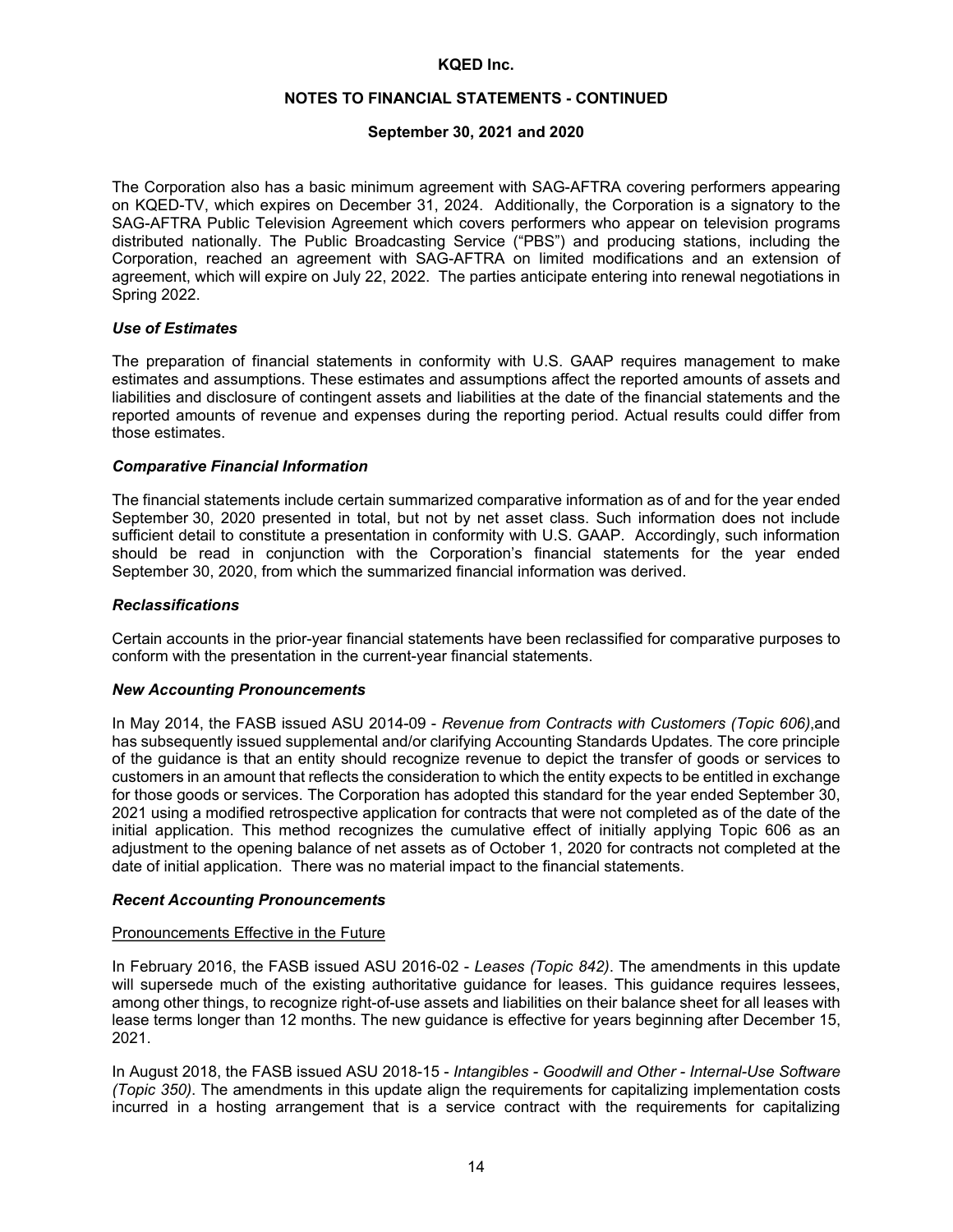The Corporation also has a basic minimum agreement with SAG-AFTRA covering performers appearing on KQED-TV, which expires on December 31, 2024. Additionally, the Corporation is a signatory to the SAG-AFTRA Public Television Agreement which covers performers who appear on television programs distributed nationally. The Public Broadcasting Service ("PBS") and producing stations, including the Corporation, reached an agreement with SAG-AFTRA on limited modifications and an extension of agreement, which will expire on July 22, 2022. The parties anticipate entering into renewal negotiations in Spring 2022.

### *Use of Estimates*

The preparation of financial statements in conformity with U.S. GAAP requires management to make estimates and assumptions. These estimates and assumptions affect the reported amounts of assets and liabilities and disclosure of contingent assets and liabilities at the date of the financial statements and the reported amounts of revenue and expenses during the reporting period. Actual results could differ from those estimates.

### *Comparative Financial Information*

The financial statements include certain summarized comparative information as of and for the year ended September 30, 2020 presented in total, but not by net asset class. Such information does not include sufficient detail to constitute a presentation in conformity with U.S. GAAP. Accordingly, such information should be read in conjunction with the Corporation's financial statements for the year ended September 30, 2020, from which the summarized financial information was derived.

### *Reclassifications*

Certain accounts in the prior-year financial statements have been reclassified for comparative purposes to conform with the presentation in the current-year financial statements.

### *New Accounting Pronouncements*

In May 2014, the FASB issued ASU 2014-09 - *Revenue from Contracts with Customers (Topic 606)*,and has subsequently issued supplemental and/or clarifying Accounting Standards Updates. The core principle of the guidance is that an entity should recognize revenue to depict the transfer of goods or services to customers in an amount that reflects the consideration to which the entity expects to be entitled in exchange for those goods or services. The Corporation has adopted this standard for the year ended September 30, 2021 using a modified retrospective application for contracts that were not completed as of the date of the initial application. This method recognizes the cumulative effect of initially applying Topic 606 as an adjustment to the opening balance of net assets as of October 1, 2020 for contracts not completed at the date of initial application. There was no material impact to the financial statements.

### *Recent Accounting Pronouncements*

Pronouncements Effective in the Future

In February 2016, the FASB issued ASU 2016-02 - *Leases (Topic 842)*. The amendments in this update will supersede much of the existing authoritative guidance for leases. This guidance requires lessees, among other things, to recognize right-of-use assets and liabilities on their balance sheet for all leases with lease terms longer than 12 months. The new guidance is effective for years beginning after December 15, 2021.

In August 2018, the FASB issued ASU 2018-15 - *Intangibles - Goodwill and Other - Internal-Use Software (Topic 350)*. The amendments in this update align the requirements for capitalizing implementation costs incurred in a hosting arrangement that is a service contract with the requirements for capitalizing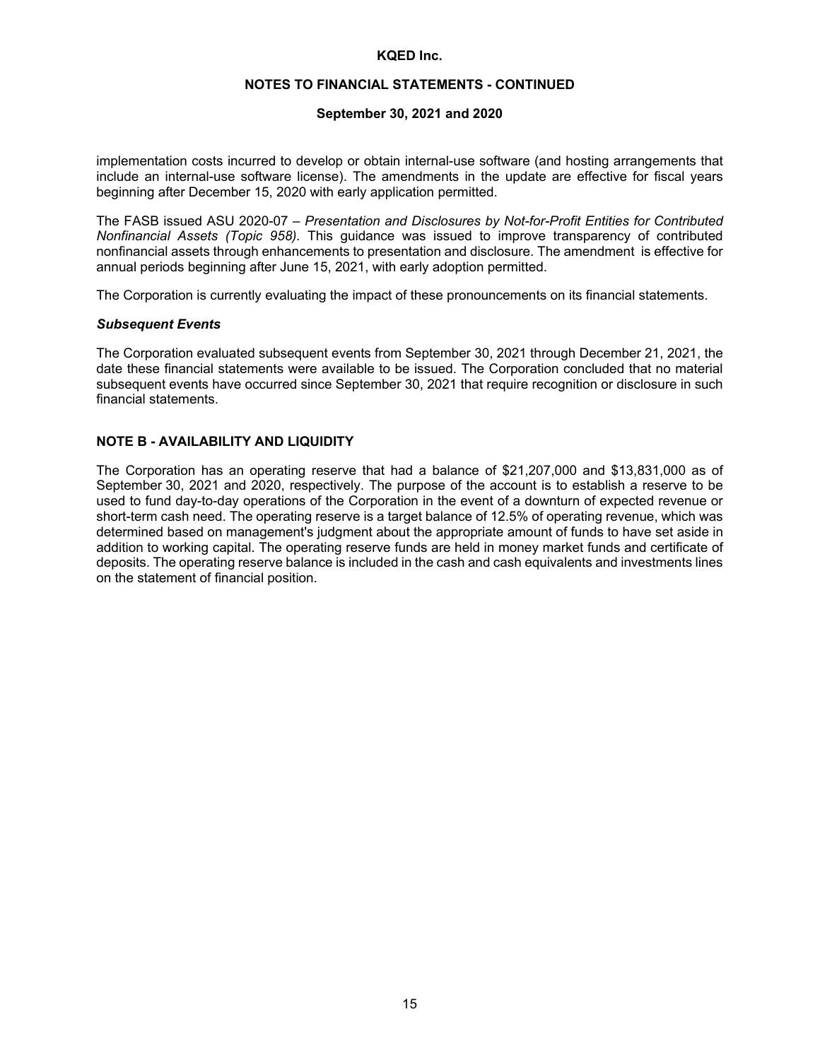implementation costs incurred to develop or obtain internal-use software (and hosting arrangements that include an internal-use software license). The amendments in the update are effective for fiscal years beginning after December 15, 2020 with early application permitted.

The FASB issued ASU 2020-07 – *Presentation and Disclosures by Not-for-Profit Entities for Contributed Nonfinancial Assets (Topic 958).* This guidance was issued to improve transparency of contributed nonfinancial assets through enhancements to presentation and disclosure. The amendment is effective for annual periods beginning after June 15, 2021, with early adoption permitted.

The Corporation is currently evaluating the impact of these pronouncements on its financial statements.

***Subsequent Events***

The Corporation evaluated subsequent events from September 30, 2021 through December 21, 2021, the date these financial statements were available to be issued. The Corporation concluded that no material subsequent events have occurred since September 30, 2021 that require recognition or disclosure in such financial statements.

## NOTE B - AVAILABILITY AND LIQUIDITY

The Corporation has an operating reserve that had a balance of $21,207,000 and $13,831,000 as of September 30, 2021 and 2020, respectively. The purpose of the account is to establish a reserve to be used to fund day-to-day operations of the Corporation in the event of a downturn of expected revenue or short-term cash need. The operating reserve is a target balance of 12.5% of operating revenue, which was determined based on management's judgment about the appropriate amount of funds to have set aside in addition to working capital. The operating reserve funds are held in money market funds and certificate of deposits. The operating reserve balance is included in the cash and cash equivalents and investments lines on the statement of financial position.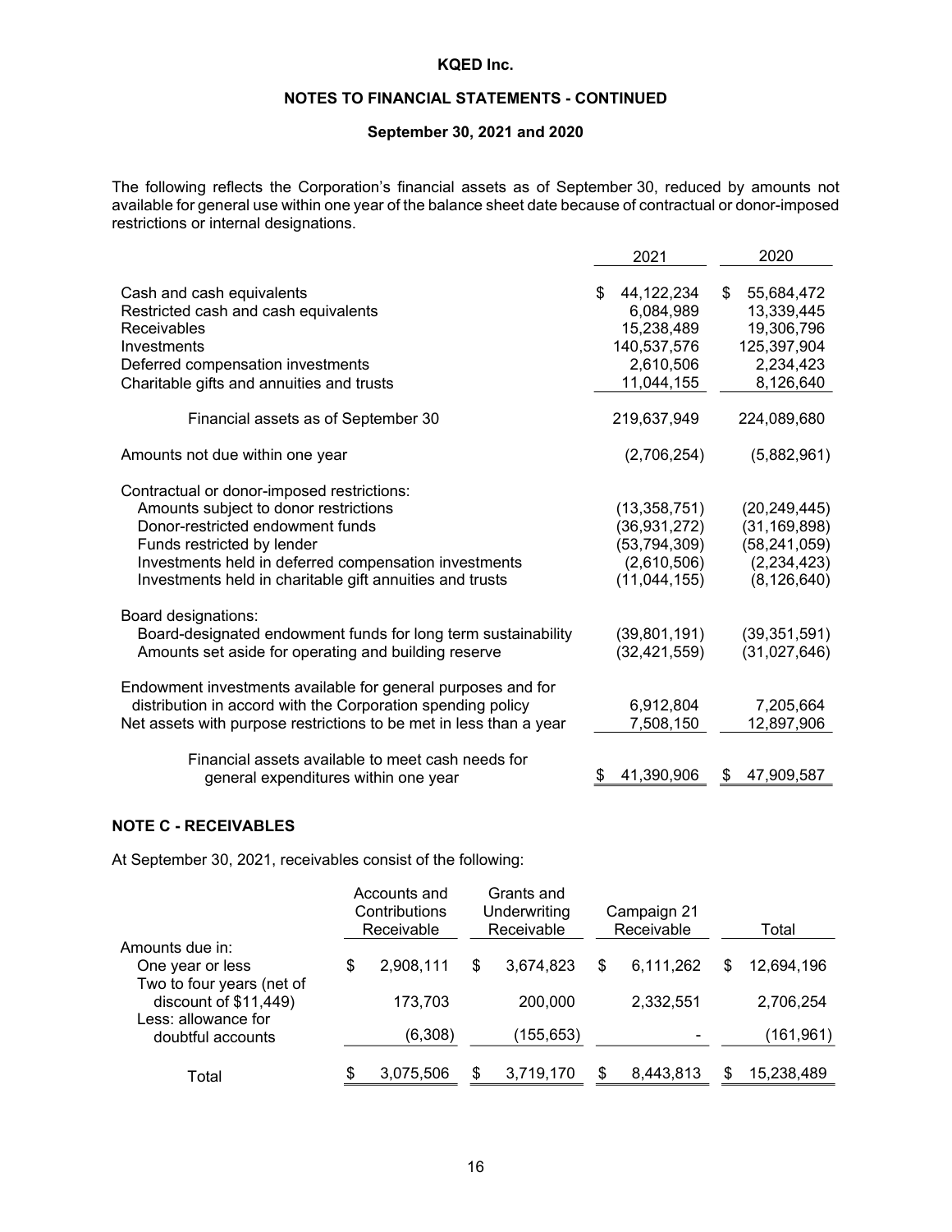**KQED Inc.**

**NOTES TO FINANCIAL STATEMENTS - CONTINUED**

**September 30, 2021 and 2020**

The following reflects the Corporation's financial assets as of September 30, reduced by amounts not available for general use within one year of the balance sheet date because of contractual or donor-imposed restrictions or internal designations.

| | 2021 | 2020 |
|---|---|---|
| Cash and cash equivalents | $ 44,122,234 | $ 55,684,472 |
| Restricted cash and cash equivalents | 6,084,989 | 13,339,445 |
| Receivables | 15,238,489 | 19,306,796 |
| Investments | 140,537,576 | 125,397,904 |
| Deferred compensation investments | 2,610,506 | 2,234,423 |
| Charitable gifts and annuities and trusts | 11,044,155 | 8,126,640 |
| Financial assets as of September 30 | 219,637,949 | 224,089,680 |
| Amounts not due within one year | (2,706,254) | (5,882,961) |
| Contractual or donor-imposed restrictions: | | |
| Amounts subject to donor restrictions | (13,358,751) | (20,249,445) |
| Donor-restricted endowment funds | (36,931,272) | (31,169,898) |
| Funds restricted by lender | (53,794,309) | (58,241,059) |
| Investments held in deferred compensation investments | (2,610,506) | (2,234,423) |
| Investments held in charitable gift annuities and trusts | (11,044,155) | (8,126,640) |
| Board designations: | | |
| Board-designated endowment funds for long term sustainability | (39,801,191) | (39,351,591) |
| Amounts set aside for operating and building reserve | (32,421,559) | (31,027,646) |
| Endowment investments available for general purposes and for distribution in accord with the Corporation spending policy | 6,912,804 | 7,205,664 |
| Net assets with purpose restrictions to be met in less than a year | 7,508,150 | 12,897,906 |
| Financial assets available to meet cash needs for general expenditures within one year | $ 41,390,906 | $ 47,909,587 |

## NOTE C - RECEIVABLES

At September 30, 2021, receivables consist of the following:

| | Accounts and Contributions Receivable | Grants and Underwriting Receivable | Campaign 21 Receivable | Total |
|---|---|---|---|---|
| Amounts due in: | | | | |
| One year or less | $ 2,908,111 | $ 3,674,823 | $ 6,111,262 | $ 12,694,196 |
| Two to four years (net of discount of $11,449) | 173,703 | 200,000 | 2,332,551 | 2,706,254 |
| Less: allowance for doubtful accounts | (6,308) | (155,653) | - | (161,961) |
| Total | $ 3,075,506 | $ 3,719,170 | $ 8,443,813 | $ 15,238,489 |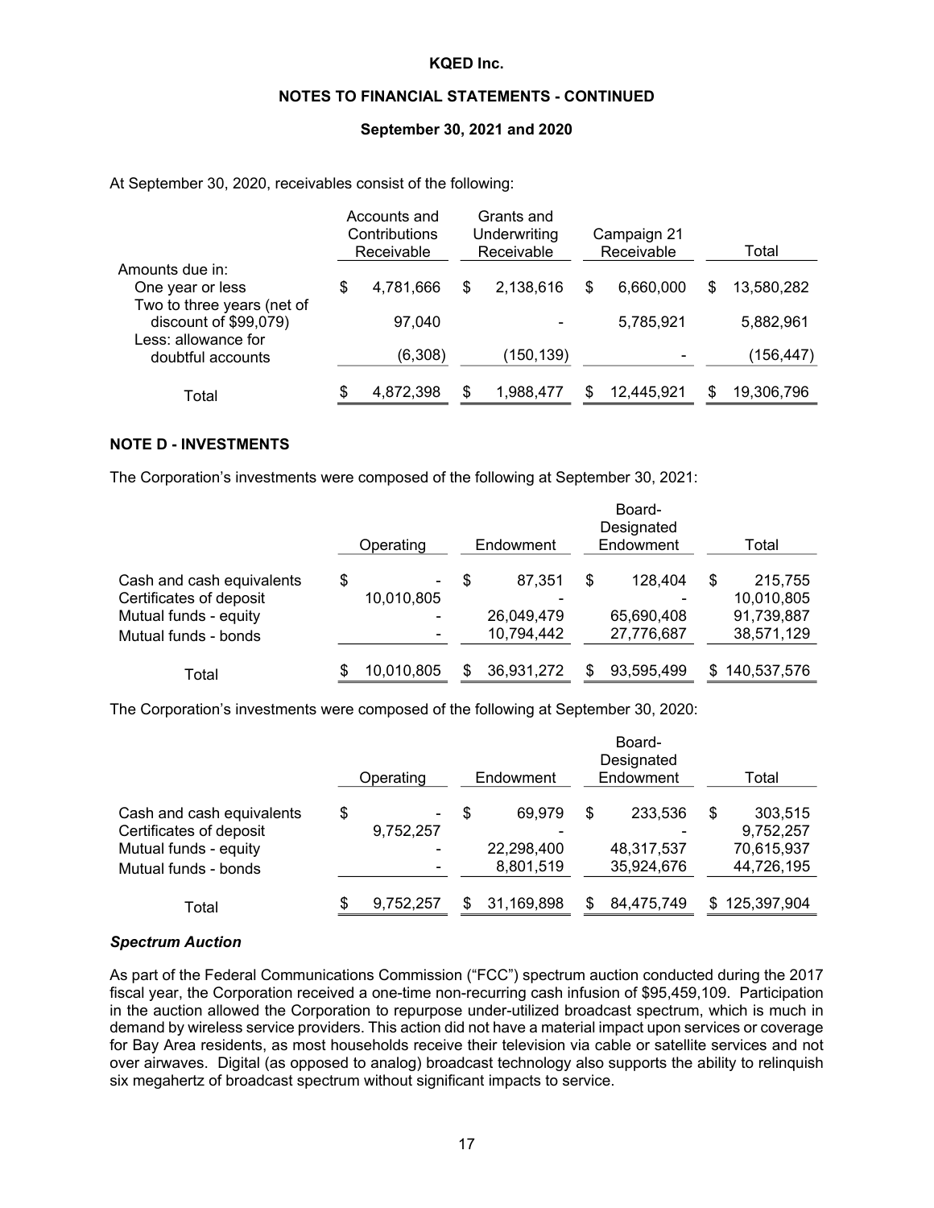At September 30, 2020, receivables consist of the following:

| | Accounts and Contributions Receivable | Grants and Underwriting Receivable | Campaign 21 Receivable | Total |
|---|---|---|---|---|
| Amounts due in: | | | | |
| One year or less | $ 4,781,666 | $ 2,138,616 | $ 6,660,000 | $ 13,580,282 |
| Two to three years (net of discount of $99,079) | 97,040 | - | 5,785,921 | 5,882,961 |
| Less: allowance for doubtful accounts | (6,308) | (150,139) | - | (156,447) |
| Total | $ 4,872,398 | $ 1,988,477 | $ 12,445,921 | $ 19,306,796 |

## NOTE D - INVESTMENTS

The Corporation's investments were composed of the following at September 30, 2021:

| | Operating | Endowment | Board-Designated Endowment | Total |
|---|---|---|---|---|
| Cash and cash equivalents | $ - | $ 87,351 | $ 128,404 | $ 215,755 |
| Certificates of deposit | 10,010,805 | - | - | 10,010,805 |
| Mutual funds - equity | - | 26,049,479 | 65,690,408 | 91,739,887 |
| Mutual funds - bonds | - | 10,794,442 | 27,776,687 | 38,571,129 |
| Total | $ 10,010,805 | $ 36,931,272 | $ 93,595,499 | $ 140,537,576 |

The Corporation's investments were composed of the following at September 30, 2020:

| | Operating | Endowment | Board-Designated Endowment | Total |
|---|---|---|---|---|
| Cash and cash equivalents | $ - | $ 69,979 | $ 233,536 | $ 303,515 |
| Certificates of deposit | 9,752,257 | - | - | 9,752,257 |
| Mutual funds - equity | - | 22,298,400 | 48,317,537 | 70,615,937 |
| Mutual funds - bonds | - | 8,801,519 | 35,924,676 | 44,726,195 |
| Total | $ 9,752,257 | $ 31,169,898 | $ 84,475,749 | $ 125,397,904 |

***Spectrum Auction***

As part of the Federal Communications Commission ("FCC") spectrum auction conducted during the 2017 fiscal year, the Corporation received a one-time non-recurring cash infusion of $95,459,109. Participation in the auction allowed the Corporation to repurpose under-utilized broadcast spectrum, which is much in demand by wireless service providers. This action did not have a material impact upon services or coverage for Bay Area residents, as most households receive their television via cable or satellite services and not over airwaves. Digital (as opposed to analog) broadcast technology also supports the ability to relinquish six megahertz of broadcast spectrum without significant impacts to service.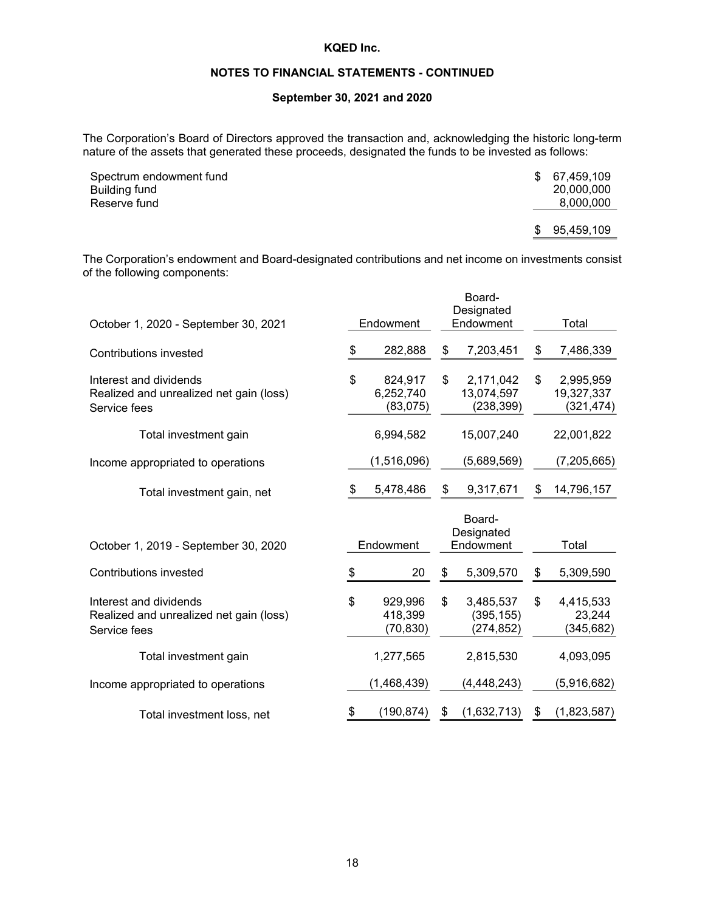**KQED Inc.**

**NOTES TO FINANCIAL STATEMENTS - CONTINUED**

**September 30, 2021 and 2020**

The Corporation's Board of Directors approved the transaction and, acknowledging the historic long-term nature of the assets that generated these proceeds, designated the funds to be invested as follows:

| | |
|---|---|
| Spectrum endowment fund | $ 67,459,109 |
| Building fund | 20,000,000 |
| Reserve fund | 8,000,000 |
| | $ 95,459,109 |

The Corporation's endowment and Board-designated contributions and net income on investments consist of the following components:

| October 1, 2020 - September 30, 2021 | Endowment | Board-Designated Endowment | Total |
|---|---|---|---|
| Contributions invested | $ 282,888 | $ 7,203,451 | $ 7,486,339 |
| Interest and dividends | $ 824,917 | $ 2,171,042 | $ 2,995,959 |
| Realized and unrealized net gain (loss) | 6,252,740 | 13,074,597 | 19,327,337 |
| Service fees | (83,075) | (238,399) | (321,474) |
| Total investment gain | 6,994,582 | 15,007,240 | 22,001,822 |
| Income appropriated to operations | (1,516,096) | (5,689,569) | (7,205,665) |
| Total investment gain, net | $ 5,478,486 | $ 9,317,671 | $ 14,796,157 |

| October 1, 2019 - September 30, 2020 | Endowment | Board-Designated Endowment | Total |
|---|---|---|---|
| Contributions invested | $ 20 | $ 5,309,570 | $ 5,309,590 |
| Interest and dividends | $ 929,996 | $ 3,485,537 | $ 4,415,533 |
| Realized and unrealized net gain (loss) | 418,399 | (395,155) | 23,244 |
| Service fees | (70,830) | (274,852) | (345,682) |
| Total investment gain | 1,277,565 | 2,815,530 | 4,093,095 |
| Income appropriated to operations | (1,468,439) | (4,448,243) | (5,916,682) |
| Total investment loss, net | $ (190,874) | $ (1,632,713) | $ (1,823,587) |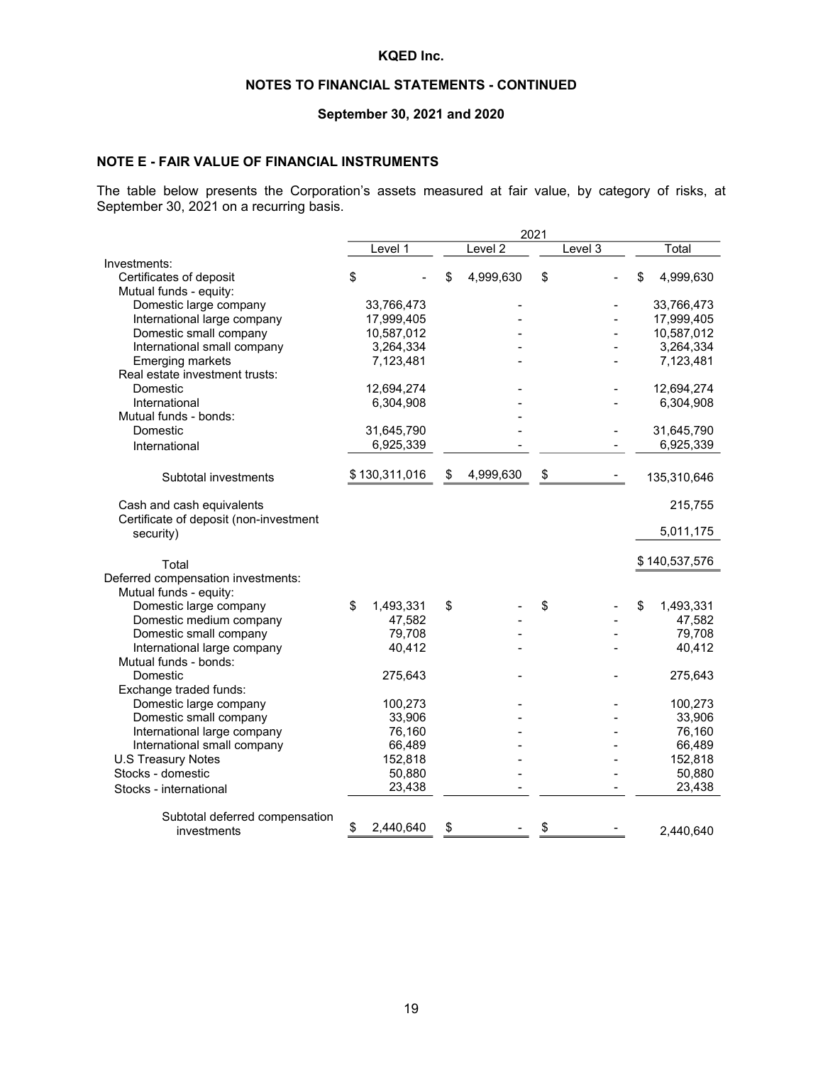KQED Inc.

NOTES TO FINANCIAL STATEMENTS - CONTINUED

September 30, 2021 and 2020

## NOTE E - FAIR VALUE OF FINANCIAL INSTRUMENTS

The table below presents the Corporation's assets measured at fair value, by category of risks, at September 30, 2021 on a recurring basis.

| | 2021 | | | |
|---|---|---|---|---|
| | Level 1 | Level 2 | Level 3 | Total |
| Investments: | | | | |
| Certificates of deposit | $ - | $ 4,999,630 | $ - | $ 4,999,630 |
| Mutual funds - equity: | | | | |
| Domestic large company | 33,766,473 | - | - | 33,766,473 |
| International large company | 17,999,405 | - | - | 17,999,405 |
| Domestic small company | 10,587,012 | - | - | 10,587,012 |
| International small company | 3,264,334 | - | - | 3,264,334 |
| Emerging markets | 7,123,481 | - | - | 7,123,481 |
| Real estate investment trusts: | | | | |
| Domestic | 12,694,274 | - | - | 12,694,274 |
| International | 6,304,908 | - | - | 6,304,908 |
| Mutual funds - bonds: | | - | | |
| Domestic | 31,645,790 | - | - | 31,645,790 |
| International | 6,925,339 | - | - | 6,925,339 |
| Subtotal investments | $ 130,311,016 | $ 4,999,630 | $ - | 135,310,646 |
| Cash and cash equivalents | | | | 215,755 |
| Certificate of deposit (non-investment security) | | | | 5,011,175 |
| Total | | | | $ 140,537,576 |
| Deferred compensation investments: | | | | |
| Mutual funds - equity: | | | | |
| Domestic large company | $ 1,493,331 | $ - | $ - | $ 1,493,331 |
| Domestic medium company | 47,582 | - | - | 47,582 |
| Domestic small company | 79,708 | - | - | 79,708 |
| International large company | 40,412 | - | - | 40,412 |
| Mutual funds - bonds: | | | | |
| Domestic | 275,643 | - | - | 275,643 |
| Exchange traded funds: | | | | |
| Domestic large company | 100,273 | - | - | 100,273 |
| Domestic small company | 33,906 | - | - | 33,906 |
| International large company | 76,160 | - | - | 76,160 |
| International small company | 66,489 | - | - | 66,489 |
| U.S Treasury Notes | 152,818 | - | - | 152,818 |
| Stocks - domestic | 50,880 | - | - | 50,880 |
| Stocks - international | 23,438 | - | - | 23,438 |
| Subtotal deferred compensation investments | $ 2,440,640 | $ - | $ - | 2,440,640 |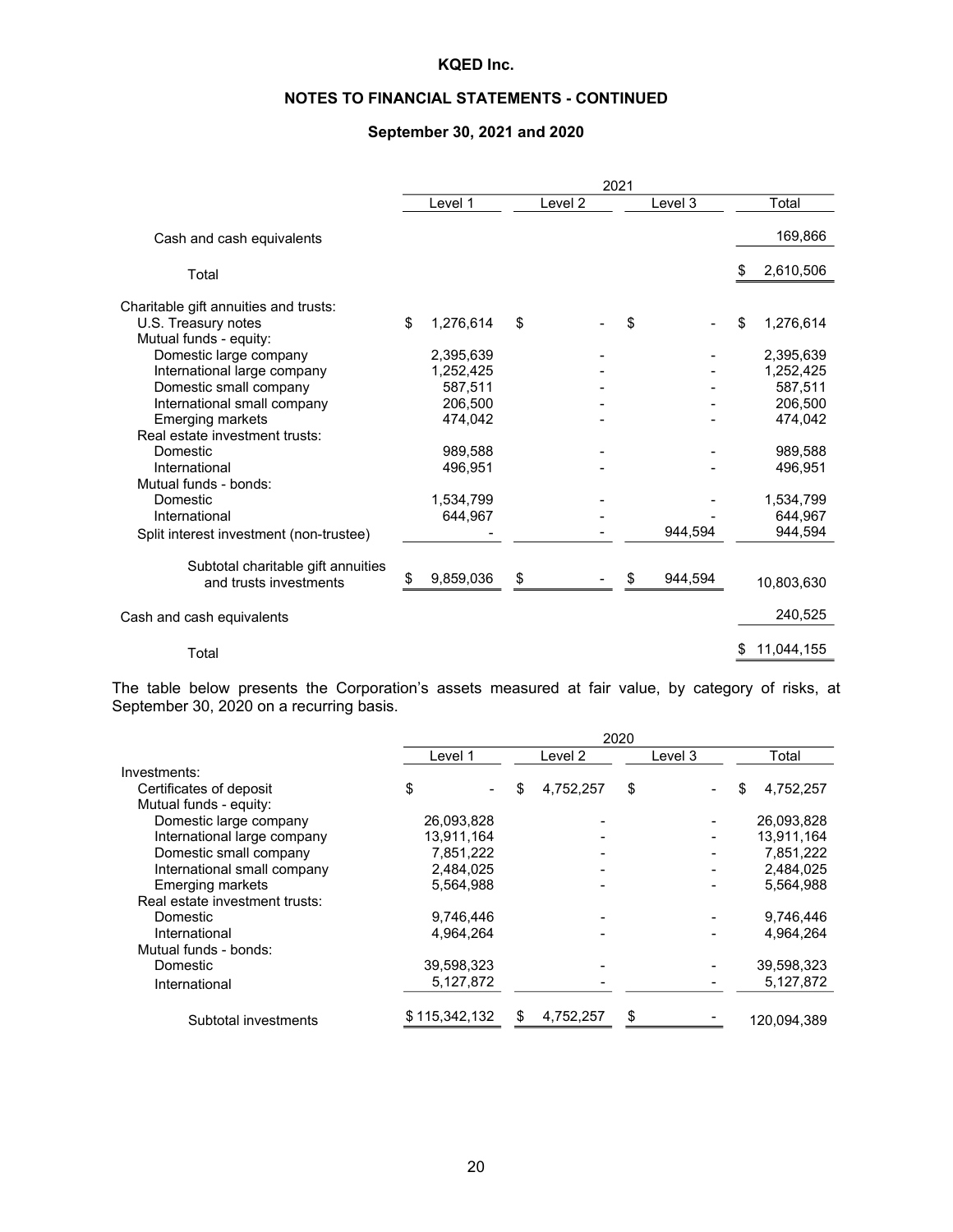**KQED Inc.**

**NOTES TO FINANCIAL STATEMENTS - CONTINUED**

**September 30, 2021 and 2020**

| | 2021 | | | |
|---|---|---|---|---|
| | Level 1 | Level 2 | Level 3 | Total |
| Cash and cash equivalents | | | | 169,866 |
| Total | | | | $ 2,610,506 |
| Charitable gift annuities and trusts: | | | | |
| U.S. Treasury notes | $ 1,276,614 | $ - | $ - | $ 1,276,614 |
| Mutual funds - equity: | | | | |
| Domestic large company | 2,395,639 | - | - | 2,395,639 |
| International large company | 1,252,425 | - | - | 1,252,425 |
| Domestic small company | 587,511 | - | - | 587,511 |
| International small company | 206,500 | - | - | 206,500 |
| Emerging markets | 474,042 | - | - | 474,042 |
| Real estate investment trusts: | | | | |
| Domestic | 989,588 | - | - | 989,588 |
| International | 496,951 | - | - | 496,951 |
| Mutual funds - bonds: | | | | |
| Domestic | 1,534,799 | - | - | 1,534,799 |
| International | 644,967 | - | - | 644,967 |
| Split interest investment (non-trustee) | - | - | 944,594 | 944,594 |
| Subtotal charitable gift annuities and trusts investments | $ 9,859,036 | $ - | $ 944,594 | 10,803,630 |
| Cash and cash equivalents | | | | 240,525 |
| Total | | | | $ 11,044,155 |

The table below presents the Corporation's assets measured at fair value, by category of risks, at September 30, 2020 on a recurring basis.

| | 2020 | | | |
|---|---|---|---|---|
| | Level 1 | Level 2 | Level 3 | Total |
| Investments: | | | | |
| Certificates of deposit | $ - | $ 4,752,257 | $ - | $ 4,752,257 |
| Mutual funds - equity: | | | | |
| Domestic large company | 26,093,828 | - | - | 26,093,828 |
| International large company | 13,911,164 | - | - | 13,911,164 |
| Domestic small company | 7,851,222 | - | - | 7,851,222 |
| International small company | 2,484,025 | - | - | 2,484,025 |
| Emerging markets | 5,564,988 | - | - | 5,564,988 |
| Real estate investment trusts: | | | | |
| Domestic | 9,746,446 | - | - | 9,746,446 |
| International | 4,964,264 | - | - | 4,964,264 |
| Mutual funds - bonds: | | | | |
| Domestic | 39,598,323 | - | - | 39,598,323 |
| International | 5,127,872 | - | - | 5,127,872 |
| Subtotal investments | $ 115,342,132 | $ 4,752,257 | $ - | 120,094,389 |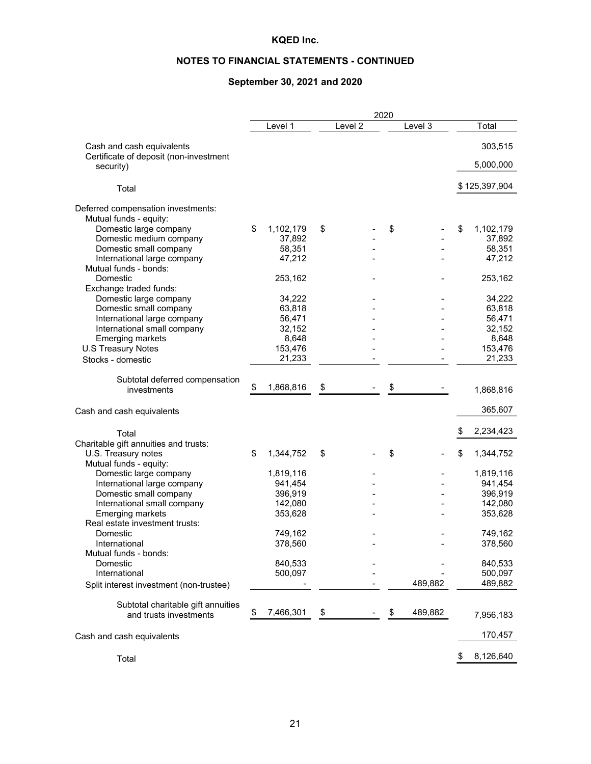**KQED Inc.**

**NOTES TO FINANCIAL STATEMENTS - CONTINUED**

**September 30, 2021 and 2020**

| | 2020 | | | |
|---|---|---|---|---|
| | Level 1 | Level 2 | Level 3 | Total |
| Cash and cash equivalents | | | | 303,515 |
| Certificate of deposit (non-investment security) | | | | 5,000,000 |
| Total | | | | $ 125,397,904 |
| Deferred compensation investments: | | | | |
| Mutual funds - equity: | | | | |
| Domestic large company | $ 1,102,179 | $ - | $ - | $ 1,102,179 |
| Domestic medium company | 37,892 | - | - | 37,892 |
| Domestic small company | 58,351 | - | - | 58,351 |
| International large company | 47,212 | - | - | 47,212 |
| Mutual funds - bonds: | | | | |
| Domestic | 253,162 | - | - | 253,162 |
| Exchange traded funds: | | | | |
| Domestic large company | 34,222 | - | - | 34,222 |
| Domestic small company | 63,818 | - | - | 63,818 |
| International large company | 56,471 | - | - | 56,471 |
| International small company | 32,152 | - | - | 32,152 |
| Emerging markets | 8,648 | - | - | 8,648 |
| U.S Treasury Notes | 153,476 | - | - | 153,476 |
| Stocks - domestic | 21,233 | - | - | 21,233 |
| Subtotal deferred compensation investments | $ 1,868,816 | $ - | $ - | 1,868,816 |
| Cash and cash equivalents | | | | 365,607 |
| Total | | | | $ 2,234,423 |
| Charitable gift annuities and trusts: | | | | |
| U.S. Treasury notes | $ 1,344,752 | $ - | $ - | $ 1,344,752 |
| Mutual funds - equity: | | | | |
| Domestic large company | 1,819,116 | - | - | 1,819,116 |
| International large company | 941,454 | - | - | 941,454 |
| Domestic small company | 396,919 | - | - | 396,919 |
| International small company | 142,080 | - | - | 142,080 |
| Emerging markets | 353,628 | - | - | 353,628 |
| Real estate investment trusts: | | | | |
| Domestic | 749,162 | - | - | 749,162 |
| International | 378,560 | - | - | 378,560 |
| Mutual funds - bonds: | | | | |
| Domestic | 840,533 | - | - | 840,533 |
| International | 500,097 | - | - | 500,097 |
| Split interest investment (non-trustee) | - | - | 489,882 | 489,882 |
| Subtotal charitable gift annuities and trusts investments | $ 7,466,301 | $ - | $ 489,882 | 7,956,183 |
| Cash and cash equivalents | | | | 170,457 |
| Total | | | | $ 8,126,640 |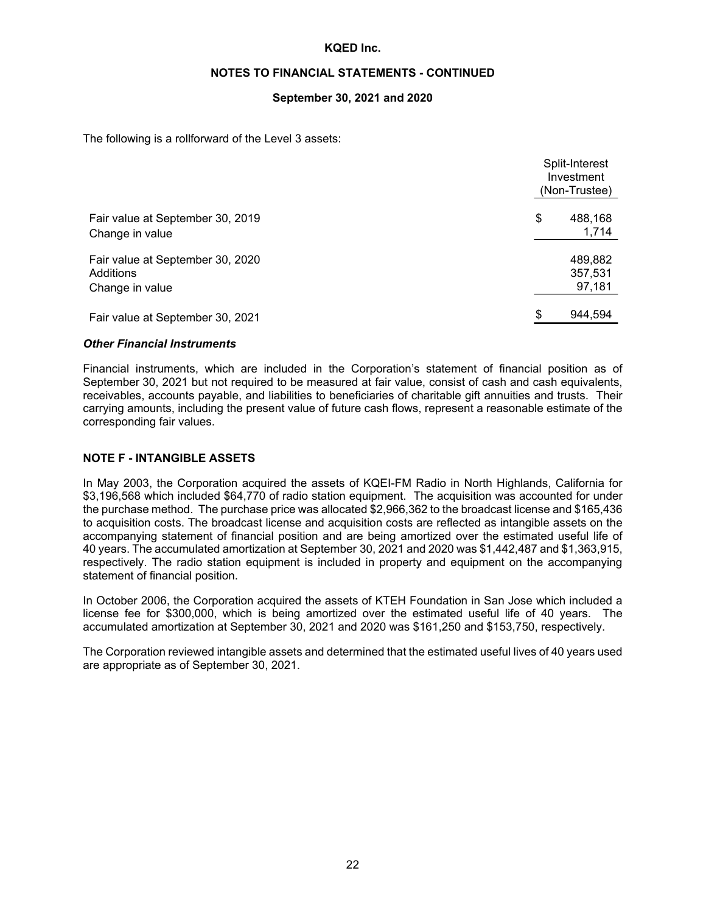The following is a rollforward of the Level 3 assets:

| | Split-Interest Investment (Non-Trustee) |
|---|---|
| Fair value at September 30, 2019 | $ 488,168 |
| Change in value | 1,714 |
| Fair value at September 30, 2020 | 489,882 |
| Additions | 357,531 |
| Change in value | 97,181 |
| Fair value at September 30, 2021 | $ 944,594 |

***Other Financial Instruments***

Financial instruments, which are included in the Corporation's statement of financial position as of September 30, 2021 but not required to be measured at fair value, consist of cash and cash equivalents, receivables, accounts payable, and liabilities to beneficiaries of charitable gift annuities and trusts. Their carrying amounts, including the present value of future cash flows, represent a reasonable estimate of the corresponding fair values.

## NOTE F - INTANGIBLE ASSETS

In May 2003, the Corporation acquired the assets of KQEI-FM Radio in North Highlands, California for $3,196,568 which included $64,770 of radio station equipment. The acquisition was accounted for under the purchase method. The purchase price was allocated $2,966,362 to the broadcast license and $165,436 to acquisition costs. The broadcast license and acquisition costs are reflected as intangible assets on the accompanying statement of financial position and are being amortized over the estimated useful life of 40 years. The accumulated amortization at September 30, 2021 and 2020 was $1,442,487 and $1,363,915, respectively. The radio station equipment is included in property and equipment on the accompanying statement of financial position.

In October 2006, the Corporation acquired the assets of KTEH Foundation in San Jose which included a license fee for $300,000, which is being amortized over the estimated useful life of 40 years. The accumulated amortization at September 30, 2021 and 2020 was $161,250 and $153,750, respectively.

The Corporation reviewed intangible assets and determined that the estimated useful lives of 40 years used are appropriate as of September 30, 2021.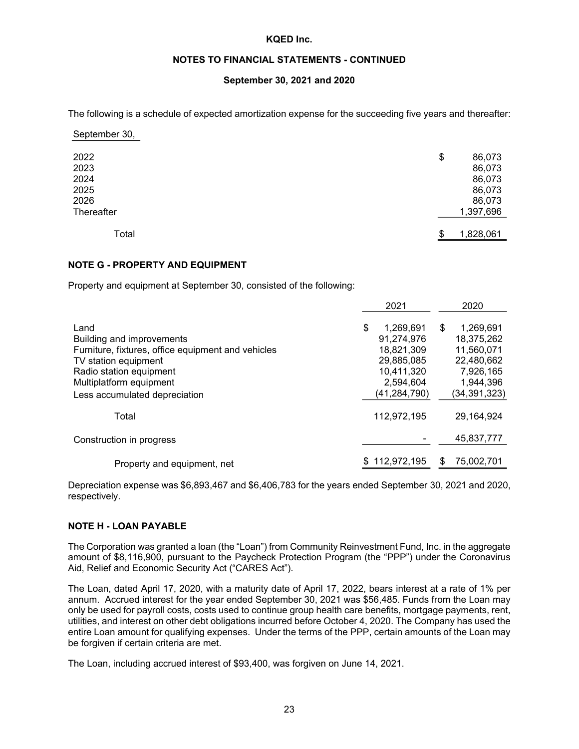The following is a schedule of expected amortization expense for the succeeding five years and thereafter:

| September 30, | |
|---|---|
| 2022 | $ 86,073 |
| 2023 | 86,073 |
| 2024 | 86,073 |
| 2025 | 86,073 |
| 2026 | 86,073 |
| Thereafter | 1,397,696 |
| Total | $ 1,828,061 |

## NOTE G - PROPERTY AND EQUIPMENT

Property and equipment at September 30, consisted of the following:

| | 2021 | 2020 |
|---|---|---|
| Land | $ 1,269,691 | $ 1,269,691 |
| Building and improvements | 91,274,976 | 18,375,262 |
| Furniture, fixtures, office equipment and vehicles | 18,821,309 | 11,560,071 |
| TV station equipment | 29,885,085 | 22,480,662 |
| Radio station equipment | 10,411,320 | 7,926,165 |
| Multiplatform equipment | 2,594,604 | 1,944,396 |
| Less accumulated depreciation | (41,284,790) | (34,391,323) |
| Total | 112,972,195 | 29,164,924 |
| Construction in progress | - | 45,837,777 |
| Property and equipment, net | $ 112,972,195 | $ 75,002,701 |

Depreciation expense was $6,893,467 and $6,406,783 for the years ended September 30, 2021 and 2020, respectively.

## NOTE H - LOAN PAYABLE

The Corporation was granted a loan (the "Loan") from Community Reinvestment Fund, Inc. in the aggregate amount of $8,116,900, pursuant to the Paycheck Protection Program (the "PPP") under the Coronavirus Aid, Relief and Economic Security Act ("CARES Act").

The Loan, dated April 17, 2020, with a maturity date of April 17, 2022, bears interest at a rate of 1% per annum. Accrued interest for the year ended September 30, 2021 was $56,485. Funds from the Loan may only be used for payroll costs, costs used to continue group health care benefits, mortgage payments, rent, utilities, and interest on other debt obligations incurred before October 4, 2020. The Company has used the entire Loan amount for qualifying expenses. Under the terms of the PPP, certain amounts of the Loan may be forgiven if certain criteria are met.

The Loan, including accrued interest of $93,400, was forgiven on June 14, 2021.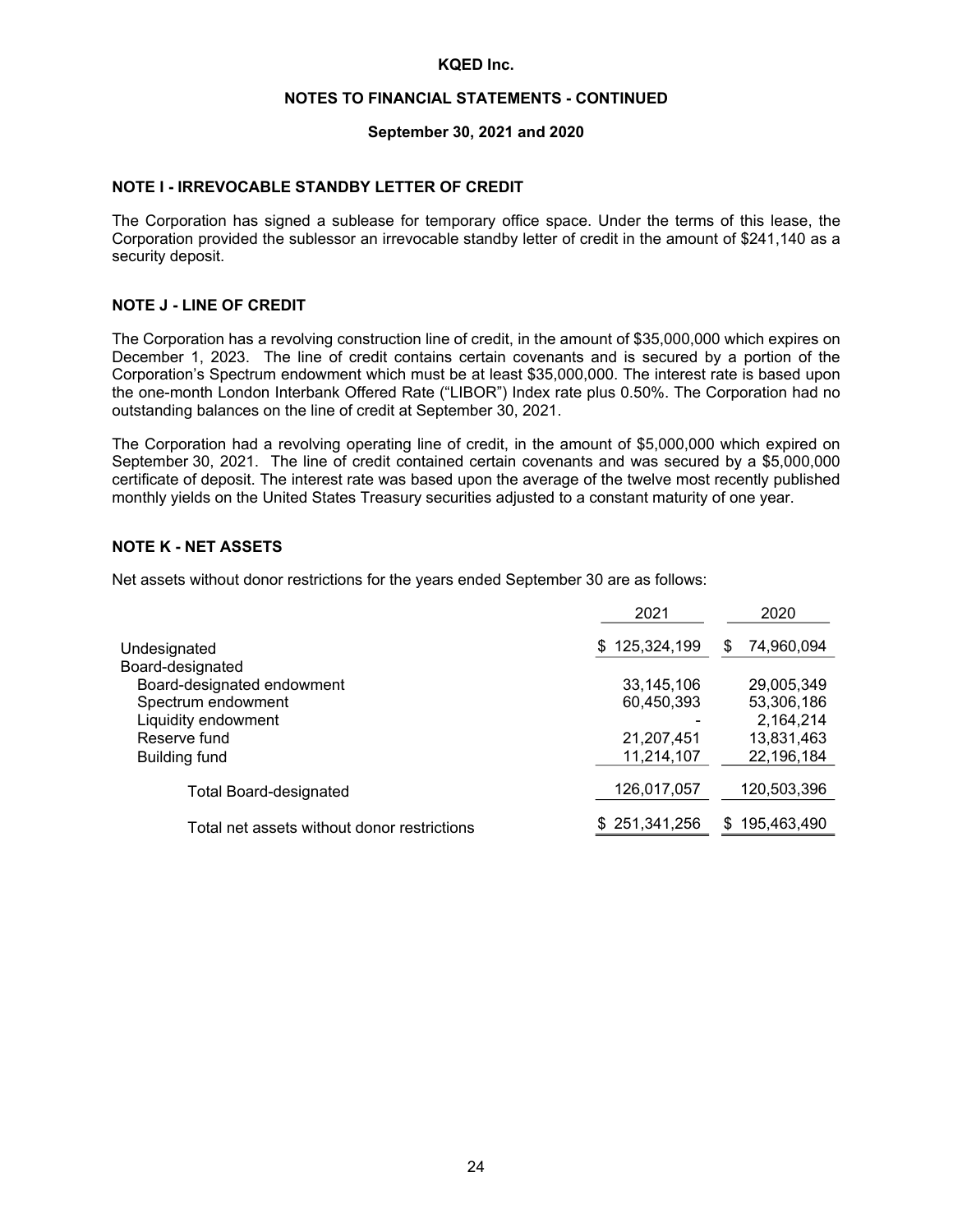# KQED Inc.

## NOTES TO FINANCIAL STATEMENTS - CONTINUED

### September 30, 2021 and 2020

## NOTE I - IRREVOCABLE STANDBY LETTER OF CREDIT

The Corporation has signed a sublease for temporary office space. Under the terms of this lease, the Corporation provided the sublessor an irrevocable standby letter of credit in the amount of $241,140 as a security deposit.

## NOTE J - LINE OF CREDIT

The Corporation has a revolving construction line of credit, in the amount of $35,000,000 which expires on December 1, 2023. The line of credit contains certain covenants and is secured by a portion of the Corporation's Spectrum endowment which must be at least $35,000,000. The interest rate is based upon the one-month London Interbank Offered Rate ("LIBOR") Index rate plus 0.50%. The Corporation had no outstanding balances on the line of credit at September 30, 2021.

The Corporation had a revolving operating line of credit, in the amount of $5,000,000 which expired on September 30, 2021. The line of credit contained certain covenants and was secured by a $5,000,000 certificate of deposit. The interest rate was based upon the average of the twelve most recently published monthly yields on the United States Treasury securities adjusted to a constant maturity of one year.

## NOTE K - NET ASSETS

Net assets without donor restrictions for the years ended September 30 are as follows:

| | 2021 | 2020 |
|---|---|---|
| Undesignated | $ 125,324,199 | $ 74,960,094 |
| Board-designated | | |
| Board-designated endowment | 33,145,106 | 29,005,349 |
| Spectrum endowment | 60,450,393 | 53,306,186 |
| Liquidity endowment | - | 2,164,214 |
| Reserve fund | 21,207,451 | 13,831,463 |
| Building fund | 11,214,107 | 22,196,184 |
| Total Board-designated | 126,017,057 | 120,503,396 |
| Total net assets without donor restrictions | $ 251,341,256 | $ 195,463,490 |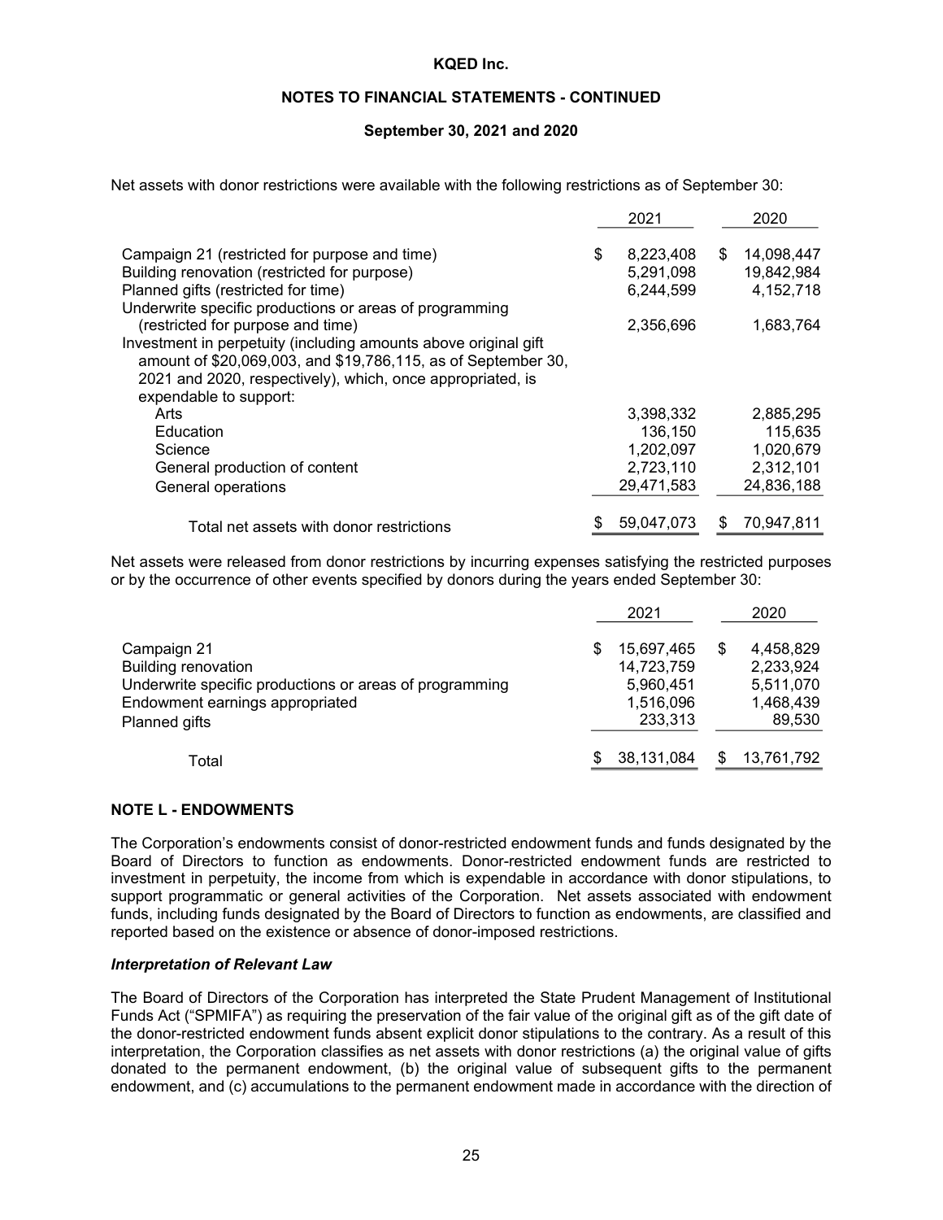Net assets with donor restrictions were available with the following restrictions as of September 30:

| | 2021 | 2020 |
|---|---|---|
| Campaign 21 (restricted for purpose and time) | $ 8,223,408 | $ 14,098,447 |
| Building renovation (restricted for purpose) | 5,291,098 | 19,842,984 |
| Planned gifts (restricted for time) | 6,244,599 | 4,152,718 |
| Underwrite specific productions or areas of programming (restricted for purpose and time) | 2,356,696 | 1,683,764 |
| Investment in perpetuity (including amounts above original gift amount of $20,069,003, and $19,786,115, as of September 30, 2021 and 2020, respectively), which, once appropriated, is expendable to support: | | |
| Arts | 3,398,332 | 2,885,295 |
| Education | 136,150 | 115,635 |
| Science | 1,202,097 | 1,020,679 |
| General production of content | 2,723,110 | 2,312,101 |
| General operations | 29,471,583 | 24,836,188 |
| Total net assets with donor restrictions | $ 59,047,073 | $ 70,947,811 |

Net assets were released from donor restrictions by incurring expenses satisfying the restricted purposes or by the occurrence of other events specified by donors during the years ended September 30:

| | 2021 | 2020 |
|---|---|---|
| Campaign 21 | $ 15,697,465 | $ 4,458,829 |
| Building renovation | 14,723,759 | 2,233,924 |
| Underwrite specific productions or areas of programming | 5,960,451 | 5,511,070 |
| Endowment earnings appropriated | 1,516,096 | 1,468,439 |
| Planned gifts | 233,313 | 89,530 |
| Total | $ 38,131,084 | $ 13,761,792 |

## NOTE L - ENDOWMENTS

The Corporation's endowments consist of donor-restricted endowment funds and funds designated by the Board of Directors to function as endowments. Donor-restricted endowment funds are restricted to investment in perpetuity, the income from which is expendable in accordance with donor stipulations, to support programmatic or general activities of the Corporation. Net assets associated with endowment funds, including funds designated by the Board of Directors to function as endowments, are classified and reported based on the existence or absence of donor-imposed restrictions.

### *Interpretation of Relevant Law*

The Board of Directors of the Corporation has interpreted the State Prudent Management of Institutional Funds Act ("SPMIFA") as requiring the preservation of the fair value of the original gift as of the gift date of the donor-restricted endowment funds absent explicit donor stipulations to the contrary. As a result of this interpretation, the Corporation classifies as net assets with donor restrictions (a) the original value of gifts donated to the permanent endowment, (b) the original value of subsequent gifts to the permanent endowment, and (c) accumulations to the permanent endowment made in accordance with the direction of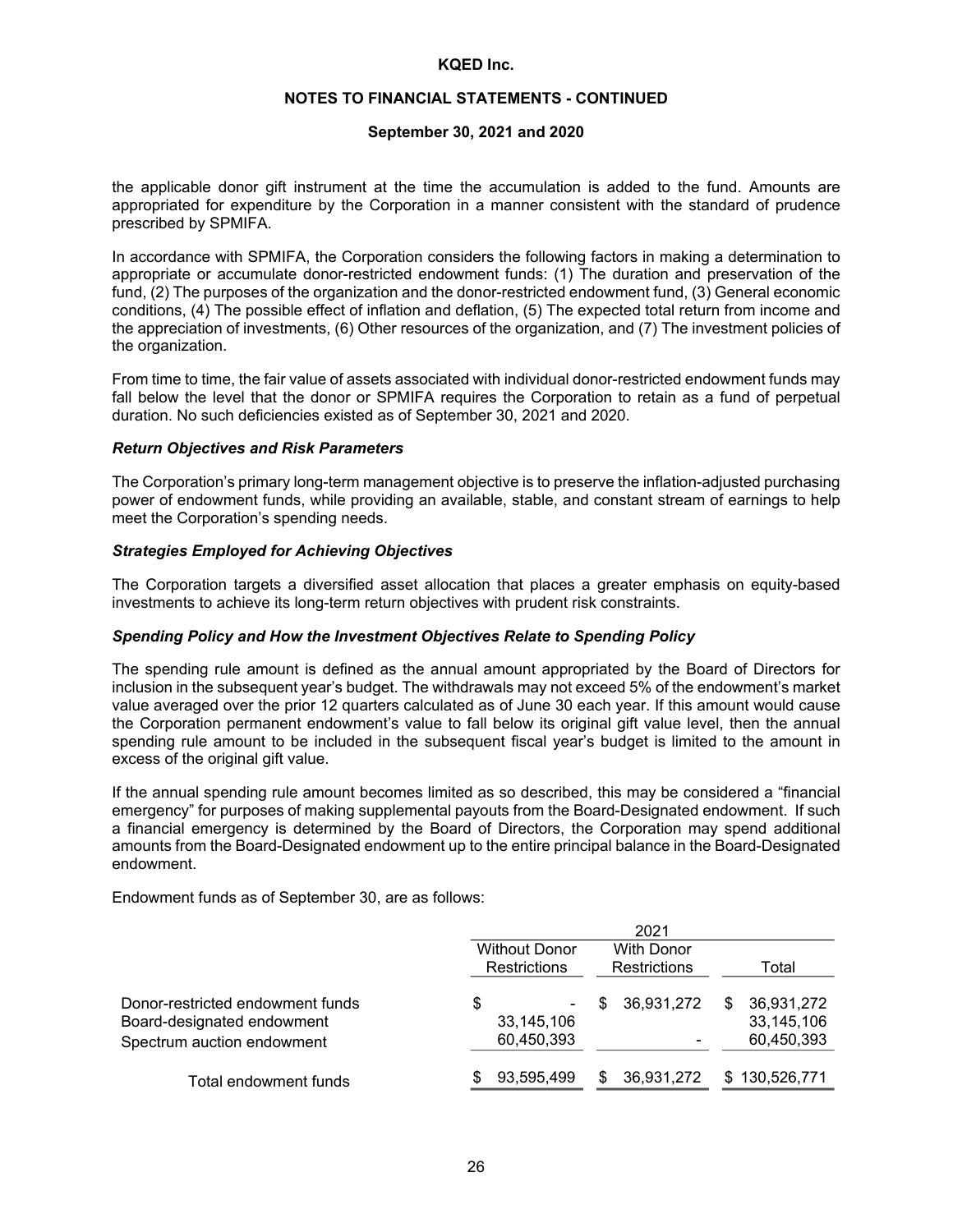the applicable donor gift instrument at the time the accumulation is added to the fund. Amounts are appropriated for expenditure by the Corporation in a manner consistent with the standard of prudence prescribed by SPMIFA.

In accordance with SPMIFA, the Corporation considers the following factors in making a determination to appropriate or accumulate donor-restricted endowment funds: (1) The duration and preservation of the fund, (2) The purposes of the organization and the donor-restricted endowment fund, (3) General economic conditions, (4) The possible effect of inflation and deflation, (5) The expected total return from income and the appreciation of investments, (6) Other resources of the organization, and (7) The investment policies of the organization.

From time to time, the fair value of assets associated with individual donor-restricted endowment funds may fall below the level that the donor or SPMIFA requires the Corporation to retain as a fund of perpetual duration. No such deficiencies existed as of September 30, 2021 and 2020.

***Return Objectives and Risk Parameters***

The Corporation's primary long-term management objective is to preserve the inflation-adjusted purchasing power of endowment funds, while providing an available, stable, and constant stream of earnings to help meet the Corporation's spending needs.

***Strategies Employed for Achieving Objectives***

The Corporation targets a diversified asset allocation that places a greater emphasis on equity-based investments to achieve its long-term return objectives with prudent risk constraints.

***Spending Policy and How the Investment Objectives Relate to Spending Policy***

The spending rule amount is defined as the annual amount appropriated by the Board of Directors for inclusion in the subsequent year's budget. The withdrawals may not exceed 5% of the endowment's market value averaged over the prior 12 quarters calculated as of June 30 each year. If this amount would cause the Corporation permanent endowment's value to fall below its original gift value level, then the annual spending rule amount to be included in the subsequent fiscal year's budget is limited to the amount in excess of the original gift value.

If the annual spending rule amount becomes limited as so described, this may be considered a "financial emergency" for purposes of making supplemental payouts from the Board-Designated endowment. If such a financial emergency is determined by the Board of Directors, the Corporation may spend additional amounts from the Board-Designated endowment up to the entire principal balance in the Board-Designated endowment.

Endowment funds as of September 30, are as follows:

| | 2021 | | |
|---|---|---|---|
| | Without Donor Restrictions | With Donor Restrictions | Total |
| Donor-restricted endowment funds | $ - | $ 36,931,272 | $ 36,931,272 |
| Board-designated endowment | 33,145,106 | | 33,145,106 |
| Spectrum auction endowment | 60,450,393 | - | 60,450,393 |
| Total endowment funds | $ 93,595,499 | $ 36,931,272 | $ 130,526,771 |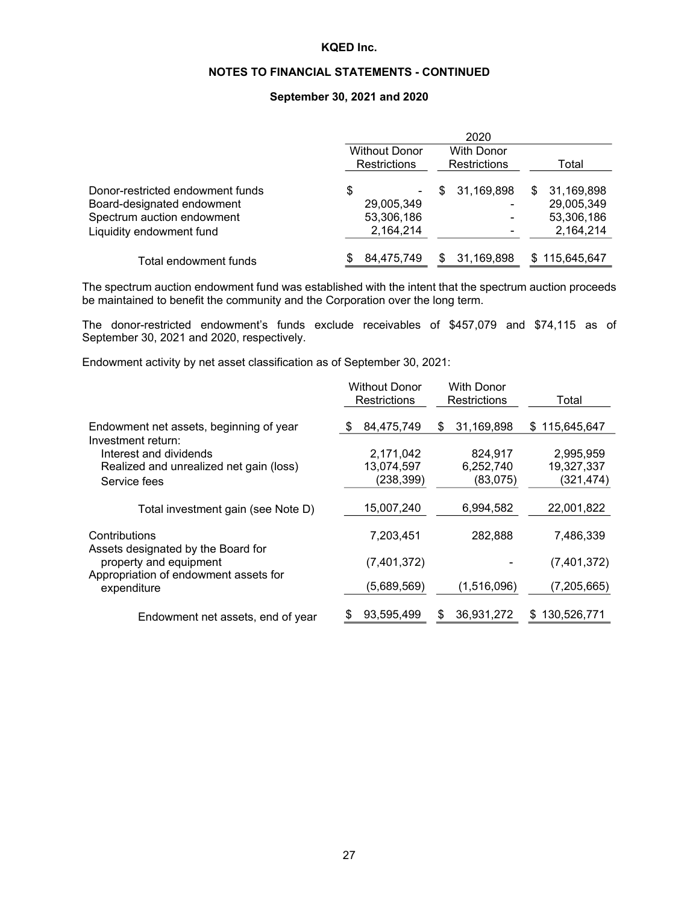| | 2020 | | |
|---|---|---|---|
| | Without Donor Restrictions | With Donor Restrictions | Total |
| Donor-restricted endowment funds | $ - | $ 31,169,898 | $ 31,169,898 |
| Board-designated endowment | 29,005,349 | - | 29,005,349 |
| Spectrum auction endowment | 53,306,186 | - | 53,306,186 |
| Liquidity endowment fund | 2,164,214 | - | 2,164,214 |
| Total endowment funds | $ 84,475,749 | $ 31,169,898 | $ 115,645,647 |

The spectrum auction endowment fund was established with the intent that the spectrum auction proceeds be maintained to benefit the community and the Corporation over the long term.

The donor-restricted endowment's funds exclude receivables of $457,079 and $74,115 as of September 30, 2021 and 2020, respectively.

Endowment activity by net asset classification as of September 30, 2021:

| | Without Donor Restrictions | With Donor Restrictions | Total |
|---|---|---|---|
| Endowment net assets, beginning of year | $ 84,475,749 | $ 31,169,898 | $ 115,645,647 |
| Investment return: | | | |
| Interest and dividends | 2,171,042 | 824,917 | 2,995,959 |
| Realized and unrealized net gain (loss) | 13,074,597 | 6,252,740 | 19,327,337 |
| Service fees | (238,399) | (83,075) | (321,474) |
| Total investment gain (see Note D) | 15,007,240 | 6,994,582 | 22,001,822 |
| Contributions | 7,203,451 | 282,888 | 7,486,339 |
| Assets designated by the Board for property and equipment | (7,401,372) | - | (7,401,372) |
| Appropriation of endowment assets for expenditure | (5,689,569) | (1,516,096) | (7,205,665) |
| Endowment net assets, end of year | $ 93,595,499 | $ 36,931,272 | $ 130,526,771 |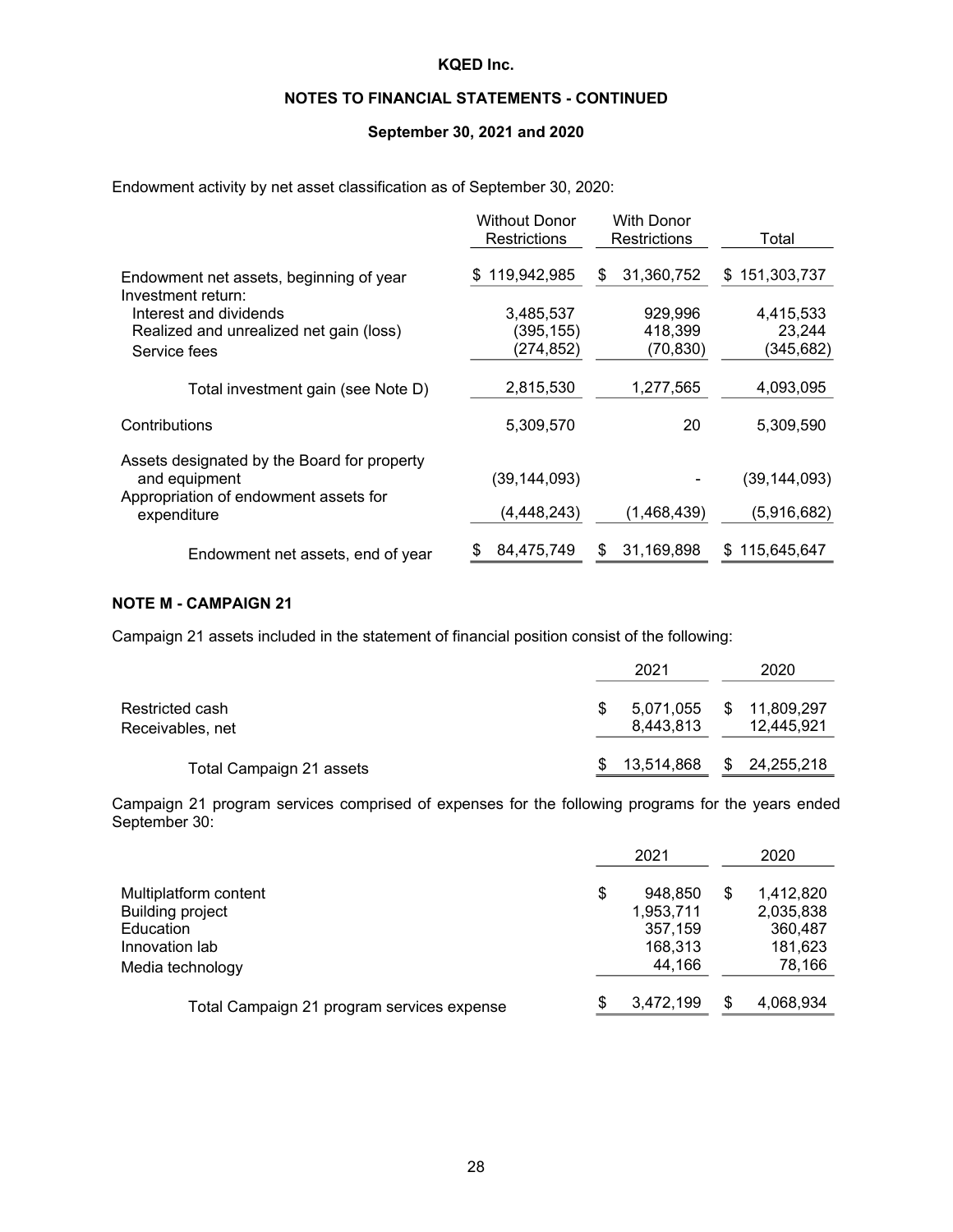Endowment activity by net asset classification as of September 30, 2020:

| | Without Donor Restrictions | With Donor Restrictions | Total |
|---|---|---|---|
| Endowment net assets, beginning of year | $ 119,942,985 | $ 31,360,752 | $ 151,303,737 |
| Investment return: | | | |
| Interest and dividends | 3,485,537 | 929,996 | 4,415,533 |
| Realized and unrealized net gain (loss) | (395,155) | 418,399 | 23,244 |
| Service fees | (274,852) | (70,830) | (345,682) |
| Total investment gain (see Note D) | 2,815,530 | 1,277,565 | 4,093,095 |
| Contributions | 5,309,570 | 20 | 5,309,590 |
| Assets designated by the Board for property and equipment | (39,144,093) | - | (39,144,093) |
| Appropriation of endowment assets for expenditure | (4,448,243) | (1,468,439) | (5,916,682) |
| Endowment net assets, end of year | $ 84,475,749 | $ 31,169,898 | $ 115,645,647 |

## NOTE M - CAMPAIGN 21

Campaign 21 assets included in the statement of financial position consist of the following:

| | 2021 | 2020 |
|---|---|---|
| Restricted cash | $ 5,071,055 | $ 11,809,297 |
| Receivables, net | 8,443,813 | 12,445,921 |
| Total Campaign 21 assets | $ 13,514,868 | $ 24,255,218 |

Campaign 21 program services comprised of expenses for the following programs for the years ended September 30:

| | 2021 | 2020 |
|---|---|---|
| Multiplatform content | $ 948,850 | $ 1,412,820 |
| Building project | 1,953,711 | 2,035,838 |
| Education | 357,159 | 360,487 |
| Innovation lab | 168,313 | 181,623 |
| Media technology | 44,166 | 78,166 |
| Total Campaign 21 program services expense | $ 3,472,199 | $ 4,068,934 |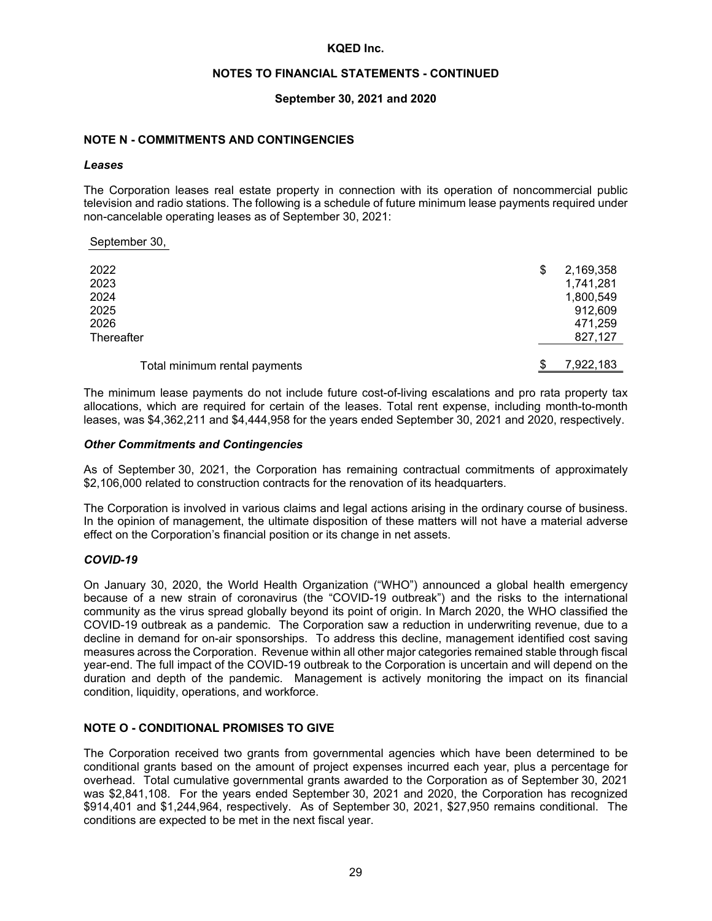# KQED Inc.

## NOTES TO FINANCIAL STATEMENTS - CONTINUED

### September 30, 2021 and 2020

## NOTE N - COMMITMENTS AND CONTINGENCIES

***Leases***

The Corporation leases real estate property in connection with its operation of noncommercial public television and radio stations. The following is a schedule of future minimum lease payments required under non-cancelable operating leases as of September 30, 2021:

| September 30, | |
|---|---|
| 2022 | $ 2,169,358 |
| 2023 | 1,741,281 |
| 2024 | 1,800,549 |
| 2025 | 912,609 |
| 2026 | 471,259 |
| Thereafter | 827,127 |
| Total minimum rental payments | $ 7,922,183 |

The minimum lease payments do not include future cost-of-living escalations and pro rata property tax allocations, which are required for certain of the leases. Total rent expense, including month-to-month leases, was $4,362,211 and $4,444,958 for the years ended September 30, 2021 and 2020, respectively.

***Other Commitments and Contingencies***

As of September 30, 2021, the Corporation has remaining contractual commitments of approximately $2,106,000 related to construction contracts for the renovation of its headquarters.

The Corporation is involved in various claims and legal actions arising in the ordinary course of business. In the opinion of management, the ultimate disposition of these matters will not have a material adverse effect on the Corporation's financial position or its change in net assets.

***COVID-19***

On January 30, 2020, the World Health Organization ("WHO") announced a global health emergency because of a new strain of coronavirus (the "COVID-19 outbreak") and the risks to the international community as the virus spread globally beyond its point of origin. In March 2020, the WHO classified the COVID-19 outbreak as a pandemic. The Corporation saw a reduction in underwriting revenue, due to a decline in demand for on-air sponsorships. To address this decline, management identified cost saving measures across the Corporation. Revenue within all other major categories remained stable through fiscal year-end. The full impact of the COVID-19 outbreak to the Corporation is uncertain and will depend on the duration and depth of the pandemic. Management is actively monitoring the impact on its financial condition, liquidity, operations, and workforce.

## NOTE O - CONDITIONAL PROMISES TO GIVE

The Corporation received two grants from governmental agencies which have been determined to be conditional grants based on the amount of project expenses incurred each year, plus a percentage for overhead. Total cumulative governmental grants awarded to the Corporation as of September 30, 2021 was $2,841,108. For the years ended September 30, 2021 and 2020, the Corporation has recognized $914,401 and $1,244,964, respectively. As of September 30, 2021, $27,950 remains conditional. The conditions are expected to be met in the next fiscal year.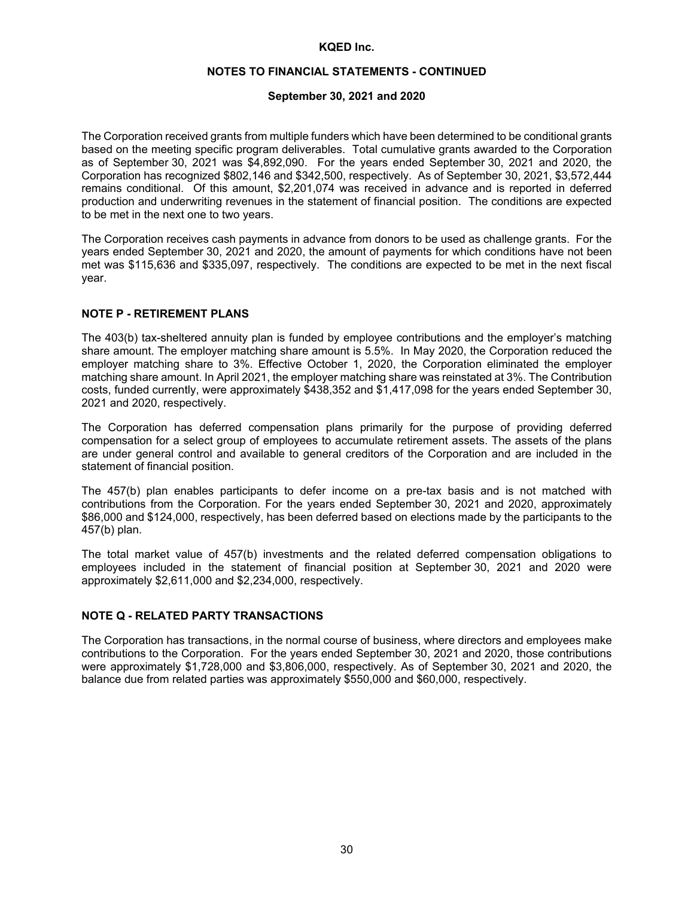The Corporation received grants from multiple funders which have been determined to be conditional grants based on the meeting specific program deliverables. Total cumulative grants awarded to the Corporation as of September 30, 2021 was $4,892,090. For the years ended September 30, 2021 and 2020, the Corporation has recognized $802,146 and $342,500, respectively. As of September 30, 2021, $3,572,444 remains conditional. Of this amount, $2,201,074 was received in advance and is reported in deferred production and underwriting revenues in the statement of financial position. The conditions are expected to be met in the next one to two years.

The Corporation receives cash payments in advance from donors to be used as challenge grants. For the years ended September 30, 2021 and 2020, the amount of payments for which conditions have not been met was $115,636 and $335,097, respectively. The conditions are expected to be met in the next fiscal year.

## NOTE P - RETIREMENT PLANS

The 403(b) tax-sheltered annuity plan is funded by employee contributions and the employer's matching share amount. The employer matching share amount is 5.5%. In May 2020, the Corporation reduced the employer matching share to 3%. Effective October 1, 2020, the Corporation eliminated the employer matching share amount. In April 2021, the employer matching share was reinstated at 3%. The Contribution costs, funded currently, were approximately $438,352 and $1,417,098 for the years ended September 30, 2021 and 2020, respectively.

The Corporation has deferred compensation plans primarily for the purpose of providing deferred compensation for a select group of employees to accumulate retirement assets. The assets of the plans are under general control and available to general creditors of the Corporation and are included in the statement of financial position.

The 457(b) plan enables participants to defer income on a pre-tax basis and is not matched with contributions from the Corporation. For the years ended September 30, 2021 and 2020, approximately $86,000 and $124,000, respectively, has been deferred based on elections made by the participants to the 457(b) plan.

The total market value of 457(b) investments and the related deferred compensation obligations to employees included in the statement of financial position at September 30, 2021 and 2020 were approximately $2,611,000 and $2,234,000, respectively.

## NOTE Q - RELATED PARTY TRANSACTIONS

The Corporation has transactions, in the normal course of business, where directors and employees make contributions to the Corporation. For the years ended September 30, 2021 and 2020, those contributions were approximately $1,728,000 and $3,806,000, respectively. As of September 30, 2021 and 2020, the balance due from related parties was approximately $550,000 and $60,000, respectively.